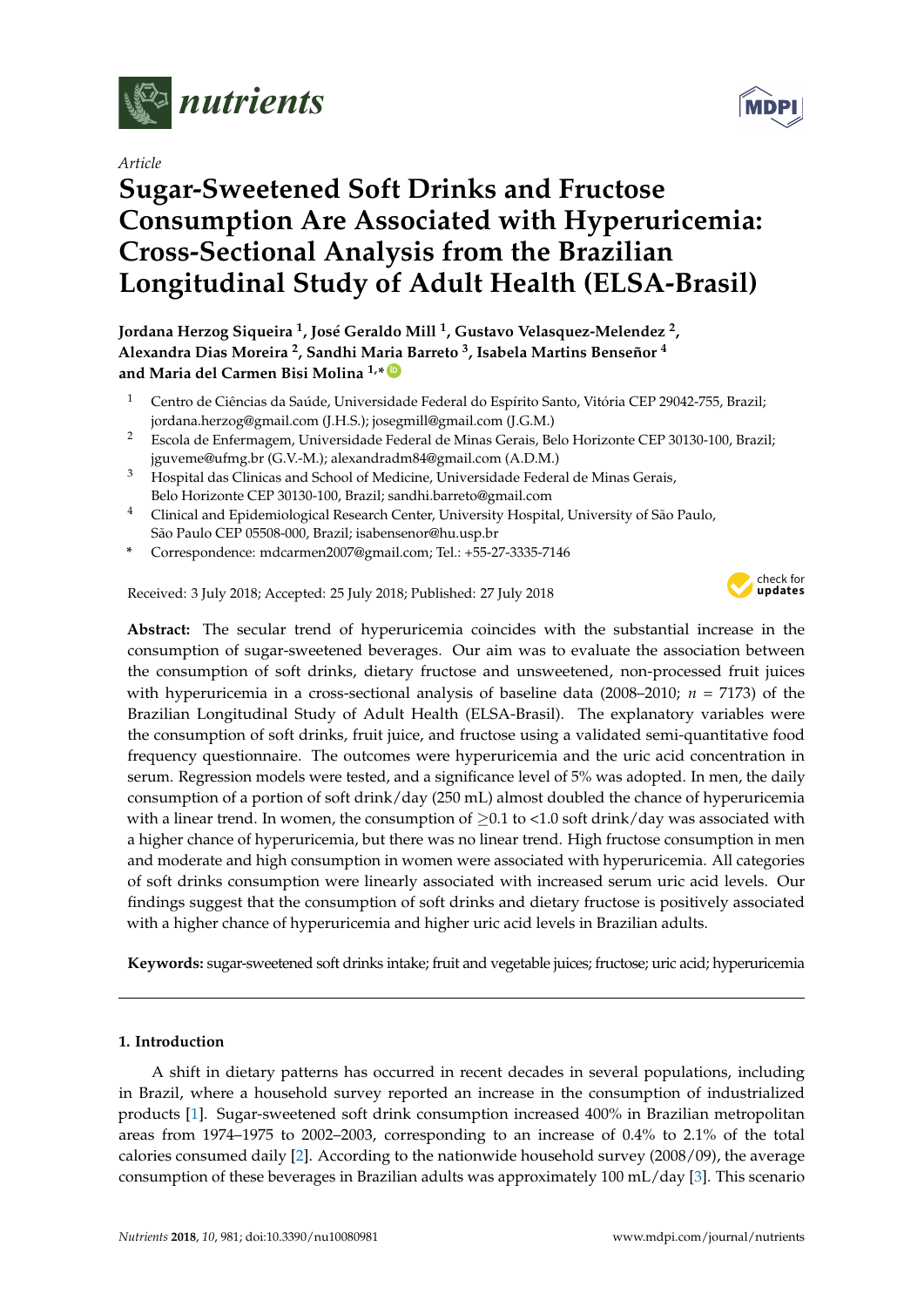*Article*

# Sugar-Sweetened Soft Drinks and Fructose Consumption Are Associated with Hyperuricemia: Cross-Sectional Analysis from the Brazilian Longitudinal Study of Adult Health (ELSA-Brasil)

**Jordana Herzog Siqueira [1], José Geraldo Mill [1], Gustavo Velasquez-Melendez [2], Alexandra Dias Moreira [2], Sandhi Maria Barreto [3], Isabela Martins Benseñor [4] and Maria del Carmen Bisi Molina [1,*]**

1. Centro de Ciências da Saúde, Universidade Federal do Espírito Santo, Vitória CEP 29042-755, Brazil; jordana.herzog@gmail.com (J.H.S.); josegmill@gmail.com (J.G.M.)
2. Escola de Enfermagem, Universidade Federal de Minas Gerais, Belo Horizonte CEP 30130-100, Brazil; jguveme@ufmg.br (G.V.-M.); alexandradm84@gmail.com (A.D.M.)
3. Hospital das Clinicas and School of Medicine, Universidade Federal de Minas Gerais, Belo Horizonte CEP 30130-100, Brazil; sandhi.barreto@gmail.com
4. Clinical and Epidemiological Research Center, University Hospital, University of São Paulo, São Paulo CEP 05508-000, Brazil; isabensenor@hu.usp.br

\* Correspondence: mdcarmen2007@gmail.com; Tel.: +55-27-3335-7146

Received: 3 July 2018; Accepted: 25 July 2018; Published: 27 July 2018

**Abstract:** The secular trend of hyperuricemia coincides with the substantial increase in the consumption of sugar-sweetened beverages. Our aim was to evaluate the association between the consumption of soft drinks, dietary fructose and unsweetened, non-processed fruit juices with hyperuricemia in a cross-sectional analysis of baseline data (2008–2010; $n$ = 7173) of the Brazilian Longitudinal Study of Adult Health (ELSA-Brasil). The explanatory variables were the consumption of soft drinks, fruit juice, and fructose using a validated semi-quantitative food frequency questionnaire. The outcomes were hyperuricemia and the uric acid concentration in serum. Regression models were tested, and a significance level of 5% was adopted. In men, the daily consumption of a portion of soft drink/day (250 mL) almost doubled the chance of hyperuricemia with a linear trend. In women, the consumption of $\geq$0.1 to <1.0 soft drink/day was associated with a higher chance of hyperuricemia, but there was no linear trend. High fructose consumption in men and moderate and high consumption in women were associated with hyperuricemia. All categories of soft drinks consumption were linearly associated with increased serum uric acid levels. Our findings suggest that the consumption of soft drinks and dietary fructose is positively associated with a higher chance of hyperuricemia and higher uric acid levels in Brazilian adults.

**Keywords:** sugar-sweetened soft drinks intake; fruit and vegetable juices; fructose; uric acid; hyperuricemia

## 1. Introduction

A shift in dietary patterns has occurred in recent decades in several populations, including in Brazil, where a household survey reported an increase in the consumption of industrialized products [1]. Sugar-sweetened soft drink consumption increased 400% in Brazilian metropolitan areas from 1974–1975 to 2002–2003, corresponding to an increase of 0.4% to 2.1% of the total calories consumed daily [2]. According to the nationwide household survey (2008/09), the average consumption of these beverages in Brazilian adults was approximately 100 mL/day [3]. This scenario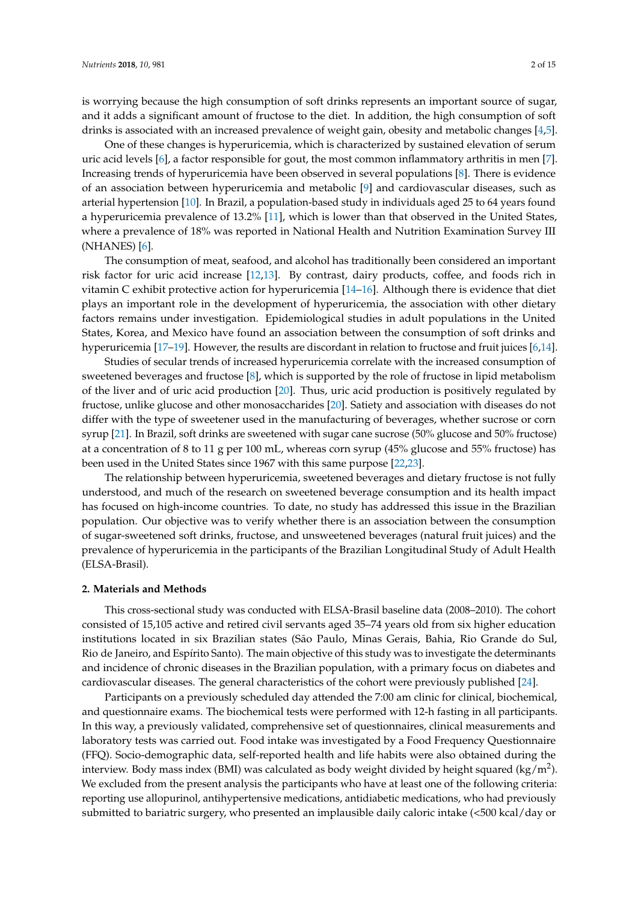is worrying because the high consumption of soft drinks represents an important source of sugar, and it adds a significant amount of fructose to the diet. In addition, the high consumption of soft drinks is associated with an increased prevalence of weight gain, obesity and metabolic changes [4,5].

One of these changes is hyperuricemia, which is characterized by sustained elevation of serum uric acid levels [6], a factor responsible for gout, the most common inflammatory arthritis in men [7]. Increasing trends of hyperuricemia have been observed in several populations [8]. There is evidence of an association between hyperuricemia and metabolic [9] and cardiovascular diseases, such as arterial hypertension [10]. In Brazil, a population-based study in individuals aged 25 to 64 years found a hyperuricemia prevalence of 13.2% [11], which is lower than that observed in the United States, where a prevalence of 18% was reported in National Health and Nutrition Examination Survey III (NHANES) [6].

The consumption of meat, seafood, and alcohol has traditionally been considered an important risk factor for uric acid increase [12,13]. By contrast, dairy products, coffee, and foods rich in vitamin C exhibit protective action for hyperuricemia [14–16]. Although there is evidence that diet plays an important role in the development of hyperuricemia, the association with other dietary factors remains under investigation. Epidemiological studies in adult populations in the United States, Korea, and Mexico have found an association between the consumption of soft drinks and hyperuricemia [17–19]. However, the results are discordant in relation to fructose and fruit juices [6,14].

Studies of secular trends of increased hyperuricemia correlate with the increased consumption of sweetened beverages and fructose [8], which is supported by the role of fructose in lipid metabolism of the liver and of uric acid production [20]. Thus, uric acid production is positively regulated by fructose, unlike glucose and other monosaccharides [20]. Satiety and association with diseases do not differ with the type of sweetener used in the manufacturing of beverages, whether sucrose or corn syrup [21]. In Brazil, soft drinks are sweetened with sugar cane sucrose (50% glucose and 50% fructose) at a concentration of 8 to 11 g per 100 mL, whereas corn syrup (45% glucose and 55% fructose) has been used in the United States since 1967 with this same purpose [22,23].

The relationship between hyperuricemia, sweetened beverages and dietary fructose is not fully understood, and much of the research on sweetened beverage consumption and its health impact has focused on high-income countries. To date, no study has addressed this issue in the Brazilian population. Our objective was to verify whether there is an association between the consumption of sugar-sweetened soft drinks, fructose, and unsweetened beverages (natural fruit juices) and the prevalence of hyperuricemia in the participants of the Brazilian Longitudinal Study of Adult Health (ELSA-Brasil).

## 2. Materials and Methods

This cross-sectional study was conducted with ELSA-Brasil baseline data (2008–2010). The cohort consisted of 15,105 active and retired civil servants aged 35–74 years old from six higher education institutions located in six Brazilian states (São Paulo, Minas Gerais, Bahia, Rio Grande do Sul, Rio de Janeiro, and Espírito Santo). The main objective of this study was to investigate the determinants and incidence of chronic diseases in the Brazilian population, with a primary focus on diabetes and cardiovascular diseases. The general characteristics of the cohort were previously published [24].

Participants on a previously scheduled day attended the 7:00 am clinic for clinical, biochemical, and questionnaire exams. The biochemical tests were performed with 12-h fasting in all participants. In this way, a previously validated, comprehensive set of questionnaires, clinical measurements and laboratory tests was carried out. Food intake was investigated by a Food Frequency Questionnaire (FFQ). Socio-demographic data, self-reported health and life habits were also obtained during the interview. Body mass index (BMI) was calculated as body weight divided by height squared (kg/m$^2$). We excluded from the present analysis the participants who have at least one of the following criteria: reporting use allopurinol, antihypertensive medications, antidiabetic medications, who had previously submitted to bariatric surgery, who presented an implausible daily caloric intake (<500 kcal/day or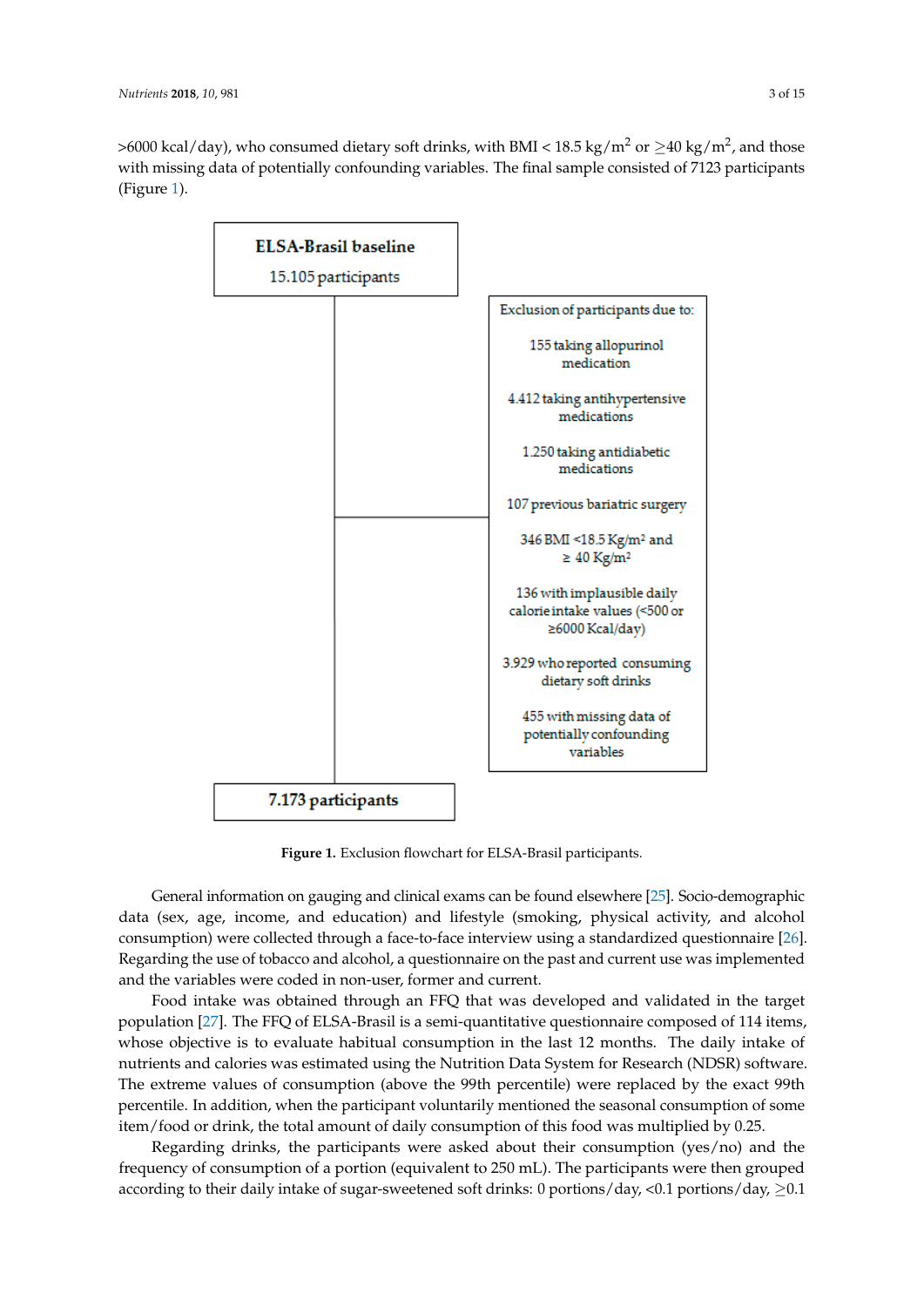>6000 kcal/day), who consumed dietary soft drinks, with BMI < 18.5 kg/m$^2$ or ≥40 kg/m$^2$, and those with missing data of potentially confounding variables. The final sample consisted of 7123 participants (Figure 1).

**ELSA-Brasil baseline**
15.105 participants

Exclusion of participants due to:

- 155 taking allopurinol medication
- 4.412 taking antihypertensive medications
- 1.250 taking antidiabetic medications
- 107 previous bariatric surgery
- 346 BMI <18.5 Kg/m² and ≥ 40 Kg/m²
- 136 with implausible daily calorie intake values (<500 or ≥6000 Kcal/day)
- 3.929 who reported consuming dietary soft drinks
- 455 with missing data of potentially confounding variables

**7.173 participants**

**Figure 1.** Exclusion flowchart for ELSA-Brasil participants.

General information on gauging and clinical exams can be found elsewhere [25]. Socio-demographic data (sex, age, income, and education) and lifestyle (smoking, physical activity, and alcohol consumption) were collected through a face-to-face interview using a standardized questionnaire [26]. Regarding the use of tobacco and alcohol, a questionnaire on the past and current use was implemented and the variables were coded in non-user, former and current.

Food intake was obtained through an FFQ that was developed and validated in the target population [27]. The FFQ of ELSA-Brasil is a semi-quantitative questionnaire composed of 114 items, whose objective is to evaluate habitual consumption in the last 12 months. The daily intake of nutrients and calories was estimated using the Nutrition Data System for Research (NDSR) software. The extreme values of consumption (above the 99th percentile) were replaced by the exact 99th percentile. In addition, when the participant voluntarily mentioned the seasonal consumption of some item/food or drink, the total amount of daily consumption of this food was multiplied by 0.25.

Regarding drinks, the participants were asked about their consumption (yes/no) and the frequency of consumption of a portion (equivalent to 250 mL). The participants were then grouped according to their daily intake of sugar-sweetened soft drinks: 0 portions/day, <0.1 portions/day, ≥0.1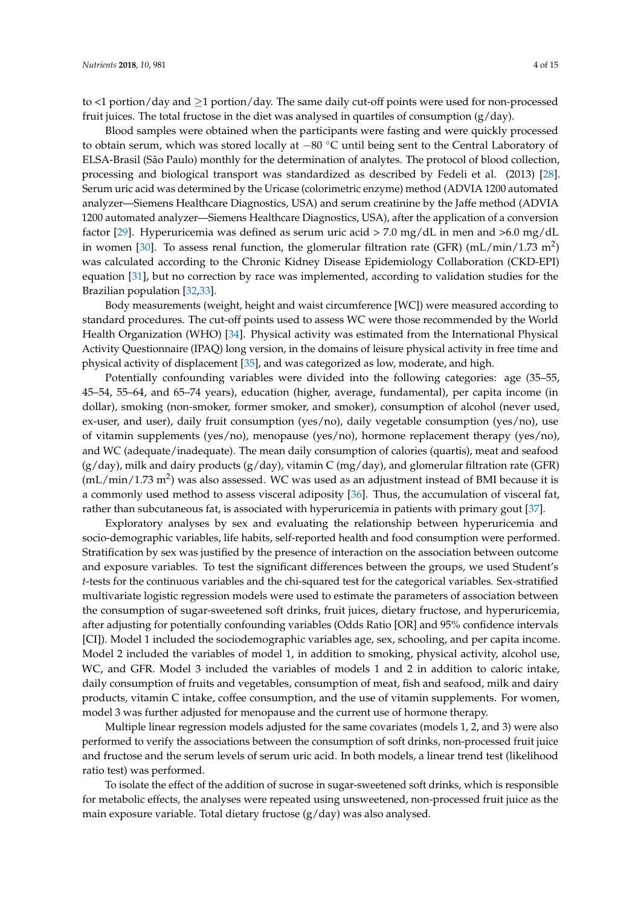to <1 portion/day and ≥1 portion/day. The same daily cut-off points were used for non-processed fruit juices. The total fructose in the diet was analysed in quartiles of consumption (g/day).

Blood samples were obtained when the participants were fasting and were quickly processed to obtain serum, which was stored locally at −80 °C until being sent to the Central Laboratory of ELSA-Brasil (São Paulo) monthly for the determination of analytes. The protocol of blood collection, processing and biological transport was standardized as described by Fedeli et al. (2013) [28]. Serum uric acid was determined by the Uricase (colorimetric enzyme) method (ADVIA 1200 automated analyzer—Siemens Healthcare Diagnostics, USA) and serum creatinine by the Jaffe method (ADVIA 1200 automated analyzer—Siemens Healthcare Diagnostics, USA), after the application of a conversion factor [29]. Hyperuricemia was defined as serum uric acid > 7.0 mg/dL in men and >6.0 mg/dL in women [30]. To assess renal function, the glomerular filtration rate (GFR) (mL/min/1.73 $m^2$) was calculated according to the Chronic Kidney Disease Epidemiology Collaboration (CKD-EPI) equation [31], but no correction by race was implemented, according to validation studies for the Brazilian population [32,33].

Body measurements (weight, height and waist circumference [WC]) were measured according to standard procedures. The cut-off points used to assess WC were those recommended by the World Health Organization (WHO) [34]. Physical activity was estimated from the International Physical Activity Questionnaire (IPAQ) long version, in the domains of leisure physical activity in free time and physical activity of displacement [35], and was categorized as low, moderate, and high.

Potentially confounding variables were divided into the following categories: age (35–55, 45–54, 55–64, and 65–74 years), education (higher, average, fundamental), per capita income (in dollar), smoking (non-smoker, former smoker, and smoker), consumption of alcohol (never used, ex-user, and user), daily fruit consumption (yes/no), daily vegetable consumption (yes/no), use of vitamin supplements (yes/no), menopause (yes/no), hormone replacement therapy (yes/no), and WC (adequate/inadequate). The mean daily consumption of calories (quartis), meat and seafood (g/day), milk and dairy products (g/day), vitamin C (mg/day), and glomerular filtration rate (GFR) (mL/min/1.73 $m^2$) was also assessed. WC was used as an adjustment instead of BMI because it is a commonly used method to assess visceral adiposity [36]. Thus, the accumulation of visceral fat, rather than subcutaneous fat, is associated with hyperuricemia in patients with primary gout [37].

Exploratory analyses by sex and evaluating the relationship between hyperuricemia and socio-demographic variables, life habits, self-reported health and food consumption were performed. Stratification by sex was justified by the presence of interaction on the association between outcome and exposure variables. To test the significant differences between the groups, we used Student's *t*-tests for the continuous variables and the chi-squared test for the categorical variables. Sex-stratified multivariate logistic regression models were used to estimate the parameters of association between the consumption of sugar-sweetened soft drinks, fruit juices, dietary fructose, and hyperuricemia, after adjusting for potentially confounding variables (Odds Ratio [OR] and 95% confidence intervals [CI]). Model 1 included the sociodemographic variables age, sex, schooling, and per capita income. Model 2 included the variables of model 1, in addition to smoking, physical activity, alcohol use, WC, and GFR. Model 3 included the variables of models 1 and 2 in addition to caloric intake, daily consumption of fruits and vegetables, consumption of meat, fish and seafood, milk and dairy products, vitamin C intake, coffee consumption, and the use of vitamin supplements. For women, model 3 was further adjusted for menopause and the current use of hormone therapy.

Multiple linear regression models adjusted for the same covariates (models 1, 2, and 3) were also performed to verify the associations between the consumption of soft drinks, non-processed fruit juice and fructose and the serum levels of serum uric acid. In both models, a linear trend test (likelihood ratio test) was performed.

To isolate the effect of the addition of sucrose in sugar-sweetened soft drinks, which is responsible for metabolic effects, the analyses were repeated using unsweetened, non-processed fruit juice as the main exposure variable. Total dietary fructose (g/day) was also analysed.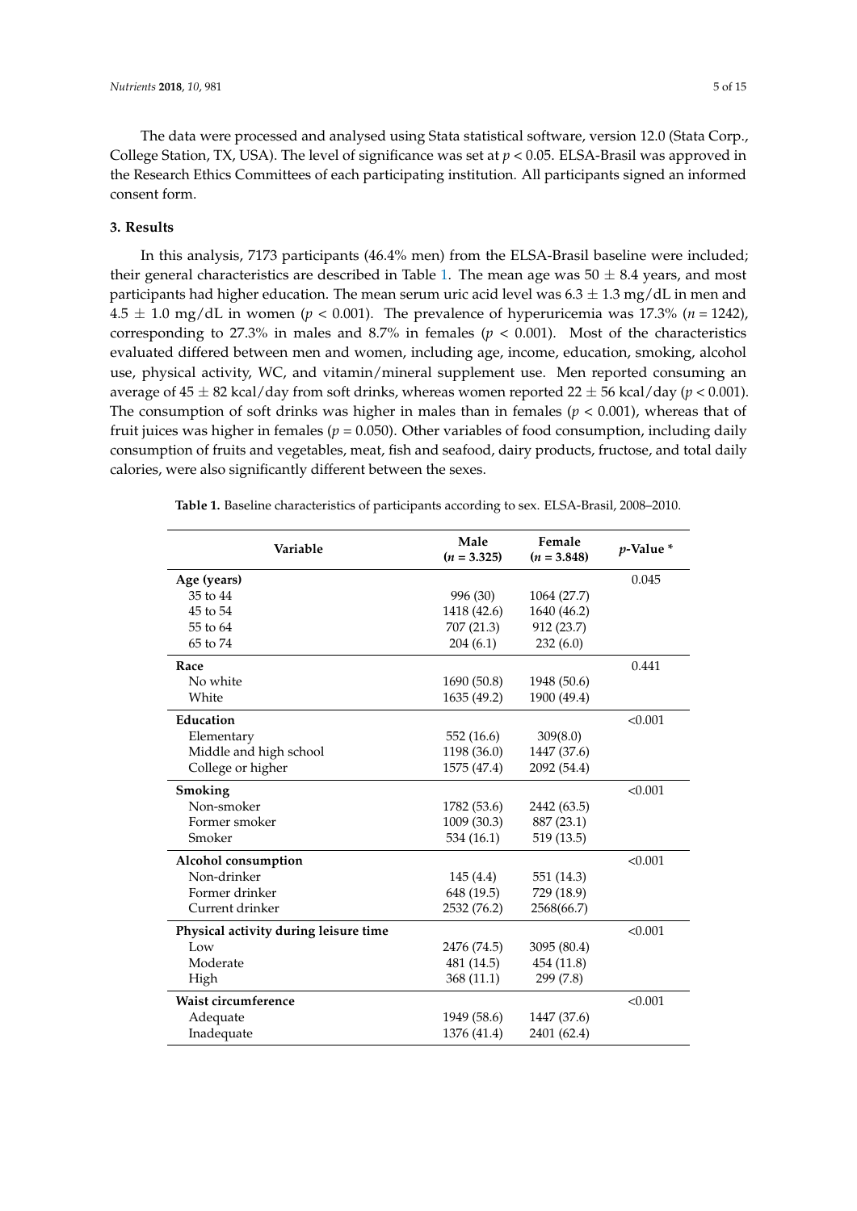The data were processed and analysed using Stata statistical software, version 12.0 (Stata Corp., College Station, TX, USA). The level of significance was set at $p < 0.05$. ELSA-Brasil was approved in the Research Ethics Committees of each participating institution. All participants signed an informed consent form.

## 3. Results

In this analysis, 7173 participants (46.4% men) from the ELSA-Brasil baseline were included; their general characteristics are described in Table 1. The mean age was $50 \pm 8.4$ years, and most participants had higher education. The mean serum uric acid level was $6.3 \pm 1.3$ mg/dL in men and $4.5 \pm 1.0$ mg/dL in women ($p < 0.001$). The prevalence of hyperuricemia was 17.3% ($n = 1242$), corresponding to 27.3% in males and 8.7% in females ($p < 0.001$). Most of the characteristics evaluated differed between men and women, including age, income, education, smoking, alcohol use, physical activity, WC, and vitamin/mineral supplement use. Men reported consuming an average of $45 \pm 82$ kcal/day from soft drinks, whereas women reported $22 \pm 56$ kcal/day ($p < 0.001$). The consumption of soft drinks was higher in males than in females ($p < 0.001$), whereas that of fruit juices was higher in females ($p = 0.050$). Other variables of food consumption, including daily consumption of fruits and vegetables, meat, fish and seafood, dairy products, fructose, and total daily calories, were also significantly different between the sexes.

**Table 1.** Baseline characteristics of participants according to sex. ELSA-Brasil, 2008–2010.

| Variable | Male ($n$ = 3.325) | Female ($n$ = 3.848) | $p$-Value * |
|---|---|---|---|
| **Age (years)** | | | 0.045 |
| 35 to 44 | 996 (30) | 1064 (27.7) | |
| 45 to 54 | 1418 (42.6) | 1640 (46.2) | |
| 55 to 64 | 707 (21.3) | 912 (23.7) | |
| 65 to 74 | 204 (6.1) | 232 (6.0) | |
| **Race** | | | 0.441 |
| No white | 1690 (50.8) | 1948 (50.6) | |
| White | 1635 (49.2) | 1900 (49.4) | |
| **Education** | | | <0.001 |
| Elementary | 552 (16.6) | 309(8.0) | |
| Middle and high school | 1198 (36.0) | 1447 (37.6) | |
| College or higher | 1575 (47.4) | 2092 (54.4) | |
| **Smoking** | | | <0.001 |
| Non-smoker | 1782 (53.6) | 2442 (63.5) | |
| Former smoker | 1009 (30.3) | 887 (23.1) | |
| Smoker | 534 (16.1) | 519 (13.5) | |
| **Alcohol consumption** | | | <0.001 |
| Non-drinker | 145 (4.4) | 551 (14.3) | |
| Former drinker | 648 (19.5) | 729 (18.9) | |
| Current drinker | 2532 (76.2) | 2568(66.7) | |
| **Physical activity during leisure time** | | | <0.001 |
| Low | 2476 (74.5) | 3095 (80.4) | |
| Moderate | 481 (14.5) | 454 (11.8) | |
| High | 368 (11.1) | 299 (7.8) | |
| **Waist circumference** | | | <0.001 |
| Adequate | 1949 (58.6) | 1447 (37.6) | |
| Inadequate | 1376 (41.4) | 2401 (62.4) | |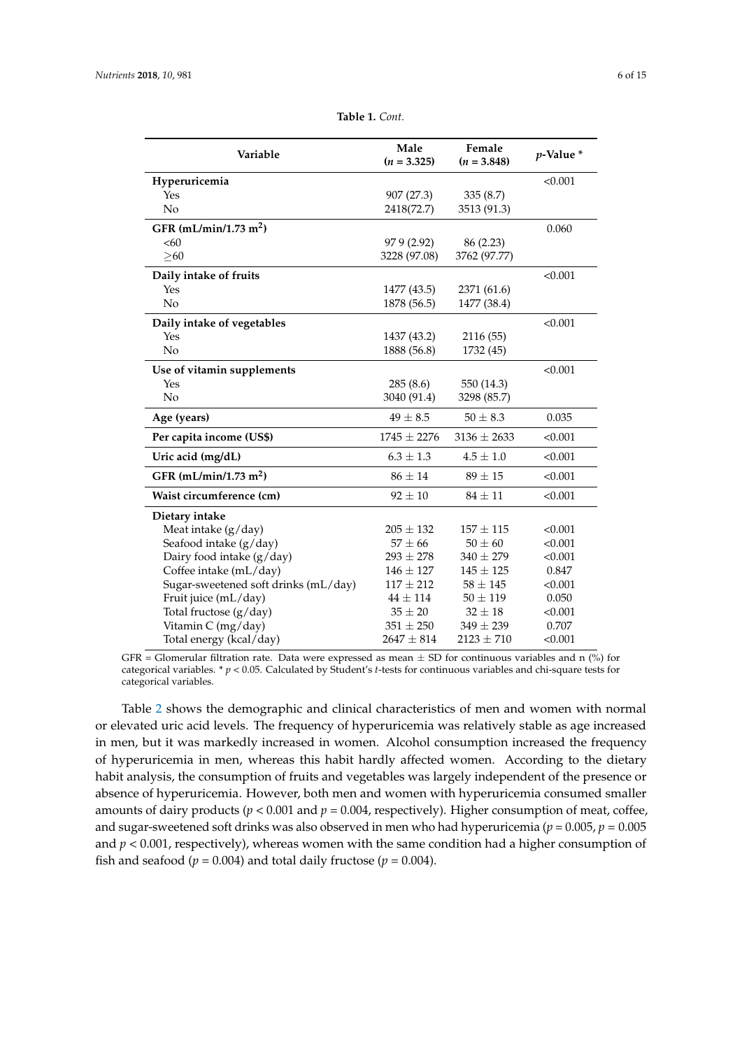**Table 1.** *Cont.*

| Variable | Male ($n$ = 3.325) | Female ($n$ = 3.848) | $p$-Value * |
|---|---|---|---|
| **Hyperuricemia** | | | <0.001 |
| Yes | 907 (27.3) | 335 (8.7) | |
| No | 2418(72.7) | 3513 (91.3) | |
| **GFR (mL/min/1.73 m$^2$)** | | | 0.060 |
| <60 | 97 9 (2.92) | 86 (2.23) | |
| ≥60 | 3228 (97.08) | 3762 (97.77) | |
| **Daily intake of fruits** | | | <0.001 |
| Yes | 1477 (43.5) | 2371 (61.6) | |
| No | 1878 (56.5) | 1477 (38.4) | |
| **Daily intake of vegetables** | | | <0.001 |
| Yes | 1437 (43.2) | 2116 (55) | |
| No | 1888 (56.8) | 1732 (45) | |
| **Use of vitamin supplements** | | | <0.001 |
| Yes | 285 (8.6) | 550 (14.3) | |
| No | 3040 (91.4) | 3298 (85.7) | |
| **Age (years)** | 49 ± 8.5 | 50 ± 8.3 | 0.035 |
| **Per capita income (US$)** | 1745 ± 2276 | 3136 ± 2633 | <0.001 |
| **Uric acid (mg/dL)** | 6.3 ± 1.3 | 4.5 ± 1.0 | <0.001 |
| **GFR (mL/min/1.73 m$^2$)** | 86 ± 14 | 89 ± 15 | <0.001 |
| **Waist circumference (cm)** | 92 ± 10 | 84 ± 11 | <0.001 |
| **Dietary intake** | | | |
| Meat intake (g/day) | 205 ± 132 | 157 ± 115 | <0.001 |
| Seafood intake (g/day) | 57 ± 66 | 50 ± 60 | <0.001 |
| Dairy food intake (g/day) | 293 ± 278 | 340 ± 279 | <0.001 |
| Coffee intake (mL/day) | 146 ± 127 | 145 ± 125 | 0.847 |
| Sugar-sweetened soft drinks (mL/day) | 117 ± 212 | 58 ± 145 | <0.001 |
| Fruit juice (mL/day) | 44 ± 114 | 50 ± 119 | 0.050 |
| Total fructose (g/day) | 35 ± 20 | 32 ± 18 | <0.001 |
| Vitamin C (mg/day) | 351 ± 250 | 349 ± 239 | 0.707 |
| Total energy (kcal/day) | 2647 ± 814 | 2123 ± 710 | <0.001 |

GFR = Glomerular filtration rate. Data were expressed as mean ± SD for continuous variables and n (%) for categorical variables. * $p < 0.05$. Calculated by Student's $t$-tests for continuous variables and chi-square tests for categorical variables.

Table 2 shows the demographic and clinical characteristics of men and women with normal or elevated uric acid levels. The frequency of hyperuricemia was relatively stable as age increased in men, but it was markedly increased in women. Alcohol consumption increased the frequency of hyperuricemia in men, whereas this habit hardly affected women. According to the dietary habit analysis, the consumption of fruits and vegetables was largely independent of the presence or absence of hyperuricemia. However, both men and women with hyperuricemia consumed smaller amounts of dairy products ($p < 0.001$ and $p = 0.004$, respectively). Higher consumption of meat, coffee, and sugar-sweetened soft drinks was also observed in men who had hyperuricemia ($p = 0.005$, $p = 0.005$ and $p < 0.001$, respectively), whereas women with the same condition had a higher consumption of fish and seafood ($p = 0.004$) and total daily fructose ($p = 0.004$).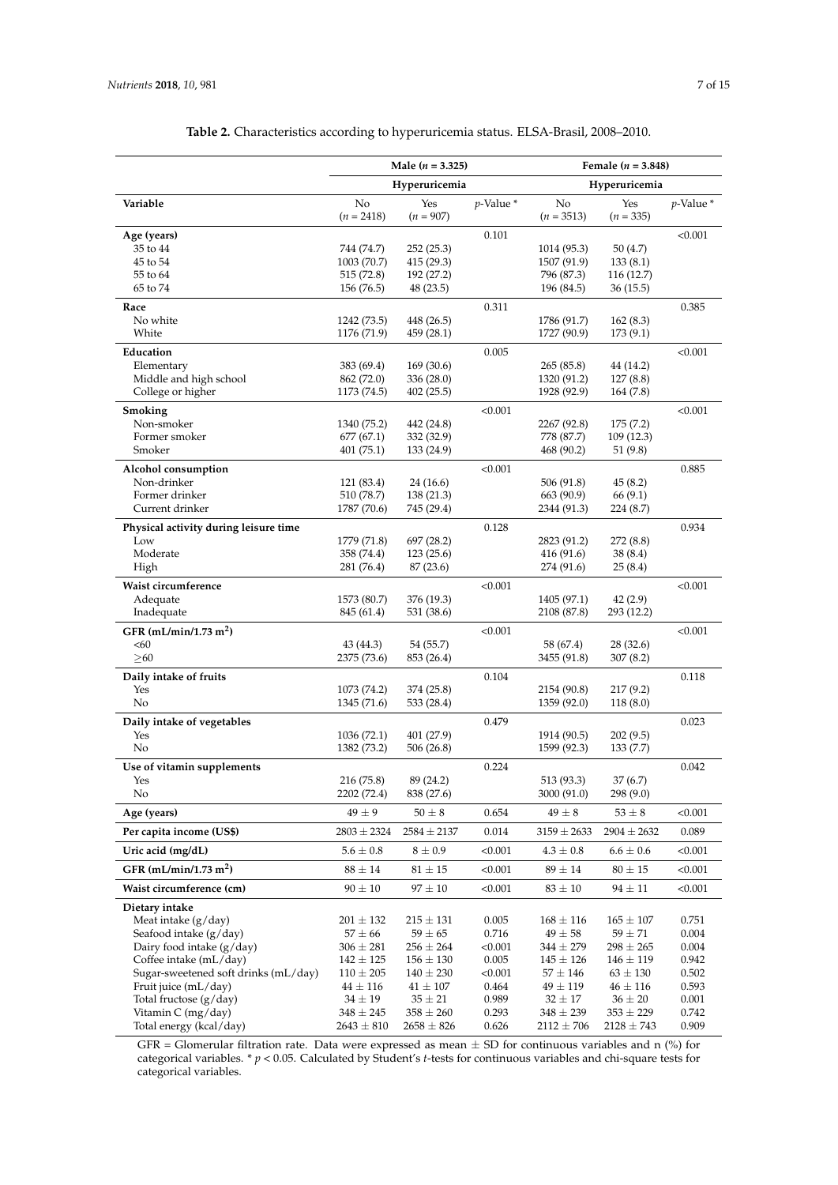**Table 2.** Characteristics according to hyperuricemia status. ELSA-Brasil, 2008–2010.

| | Male (*n* = 3.325) | | | Female (*n* = 3.848) | | |
|---|---|---|---|---|---|---|
| | Hyperuricemia | | | Hyperuricemia | | |
| **Variable** | No (*n* = 2418) | Yes (*n* = 907) | *p*-Value * | No (*n* = 3513) | Yes (*n* = 335) | *p*-Value * |
| **Age (years)** | | | 0.101 | | | <0.001 |
| 35 to 44 | 744 (74.7) | 252 (25.3) | | 1014 (95.3) | 50 (4.7) | |
| 45 to 54 | 1003 (70.7) | 415 (29.3) | | 1507 (91.9) | 133 (8.1) | |
| 55 to 64 | 515 (72.8) | 192 (27.2) | | 796 (87.3) | 116 (12.7) | |
| 65 to 74 | 156 (76.5) | 48 (23.5) | | 196 (84.5) | 36 (15.5) | |
| **Race** | | | 0.311 | | | 0.385 |
| No white | 1242 (73.5) | 448 (26.5) | | 1786 (91.7) | 162 (8.3) | |
| White | 1176 (71.9) | 459 (28.1) | | 1727 (90.9) | 173 (9.1) | |
| **Education** | | | 0.005 | | | <0.001 |
| Elementary | 383 (69.4) | 169 (30.6) | | 265 (85.8) | 44 (14.2) | |
| Middle and high school | 862 (72.0) | 336 (28.0) | | 1320 (91.2) | 127 (8.8) | |
| College or higher | 1173 (74.5) | 402 (25.5) | | 1928 (92.9) | 164 (7.8) | |
| **Smoking** | | | <0.001 | | | <0.001 |
| Non-smoker | 1340 (75.2) | 442 (24.8) | | 2267 (92.8) | 175 (7.2) | |
| Former smoker | 677 (67.1) | 332 (32.9) | | 778 (87.7) | 109 (12.3) | |
| Smoker | 401 (75.1) | 133 (24.9) | | 468 (90.2) | 51 (9.8) | |
| **Alcohol consumption** | | | <0.001 | | | 0.885 |
| Non-drinker | 121 (83.4) | 24 (16.6) | | 506 (91.8) | 45 (8.2) | |
| Former drinker | 510 (78.7) | 138 (21.3) | | 663 (90.9) | 66 (9.1) | |
| Current drinker | 1787 (70.6) | 745 (29.4) | | 2344 (91.3) | 224 (8.7) | |
| **Physical activity during leisure time** | | | 0.128 | | | 0.934 |
| Low | 1779 (71.8) | 697 (28.2) | | 2823 (91.2) | 272 (8.8) | |
| Moderate | 358 (74.4) | 123 (25.6) | | 416 (91.6) | 38 (8.4) | |
| High | 281 (76.4) | 87 (23.6) | | 274 (91.6) | 25 (8.4) | |
| **Waist circumference** | | | <0.001 | | | <0.001 |
| Adequate | 1573 (80.7) | 376 (19.3) | | 1405 (97.1) | 42 (2.9) | |
| Inadequate | 845 (61.4) | 531 (38.6) | | 2108 (87.8) | 293 (12.2) | |
| **GFR (mL/min/1.73 m$^2$)** | | | <0.001 | | | <0.001 |
| <60 | 43 (44.3) | 54 (55.7) | | 58 (67.4) | 28 (32.6) | |
| ≥60 | 2375 (73.6) | 853 (26.4) | | 3455 (91.8) | 307 (8.2) | |
| **Daily intake of fruits** | | | 0.104 | | | 0.118 |
| Yes | 1073 (74.2) | 374 (25.8) | | 2154 (90.8) | 217 (9.2) | |
| No | 1345 (71.6) | 533 (28.4) | | 1359 (92.0) | 118 (8.0) | |
| **Daily intake of vegetables** | | | 0.479 | | | 0.023 |
| Yes | 1036 (72.1) | 401 (27.9) | | 1914 (90.5) | 202 (9.5) | |
| No | 1382 (73.2) | 506 (26.8) | | 1599 (92.3) | 133 (7.7) | |
| **Use of vitamin supplements** | | | 0.224 | | | 0.042 |
| Yes | 216 (75.8) | 89 (24.2) | | 513 (93.3) | 37 (6.7) | |
| No | 2202 (72.4) | 838 (27.6) | | 3000 (91.0) | 298 (9.0) | |
| **Age (years)** | 49 ± 9 | 50 ± 8 | 0.654 | 49 ± 8 | 53 ± 8 | <0.001 |
| **Per capita income (US$)** | 2803 ± 2324 | 2584 ± 2137 | 0.014 | 3159 ± 2633 | 2904 ± 2632 | 0.089 |
| **Uric acid (mg/dL)** | 5.6 ± 0.8 | 8 ± 0.9 | <0.001 | 4.3 ± 0.8 | 6.6 ± 0.6 | <0.001 |
| **GFR (mL/min/1.73 m$^2$)** | 88 ± 14 | 81 ± 15 | <0.001 | 89 ± 14 | 80 ± 15 | <0.001 |
| **Waist circumference (cm)** | 90 ± 10 | 97 ± 10 | <0.001 | 83 ± 10 | 94 ± 11 | <0.001 |
| **Dietary intake** | | | | | | |
| Meat intake (g/day) | 201 ± 132 | 215 ± 131 | 0.005 | 168 ± 116 | 165 ± 107 | 0.751 |
| Seafood intake (g/day) | 57 ± 66 | 59 ± 65 | 0.716 | 49 ± 58 | 59 ± 71 | 0.004 |
| Dairy food intake (g/day) | 306 ± 281 | 256 ± 264 | <0.001 | 344 ± 279 | 298 ± 265 | 0.004 |
| Coffee intake (mL/day) | 142 ± 125 | 156 ± 130 | 0.005 | 145 ± 126 | 146 ± 119 | 0.942 |
| Sugar-sweetened soft drinks (mL/day) | 110 ± 205 | 140 ± 230 | <0.001 | 57 ± 146 | 63 ± 130 | 0.502 |
| Fruit juice (mL/day) | 44 ± 116 | 41 ± 107 | 0.464 | 49 ± 119 | 46 ± 116 | 0.593 |
| Total fructose (g/day) | 34 ± 19 | 35 ± 21 | 0.989 | 32 ± 17 | 36 ± 20 | 0.001 |
| Vitamin C (mg/day) | 348 ± 245 | 358 ± 260 | 0.293 | 348 ± 239 | 353 ± 229 | 0.742 |
| Total energy (kcal/day) | 2643 ± 810 | 2658 ± 826 | 0.626 | 2112 ± 706 | 2128 ± 743 | 0.909 |

GFR = Glomerular filtration rate. Data were expressed as mean ± SD for continuous variables and n (%) for categorical variables. * $p < 0.05$. Calculated by Student's *t*-tests for continuous variables and chi-square tests for categorical variables.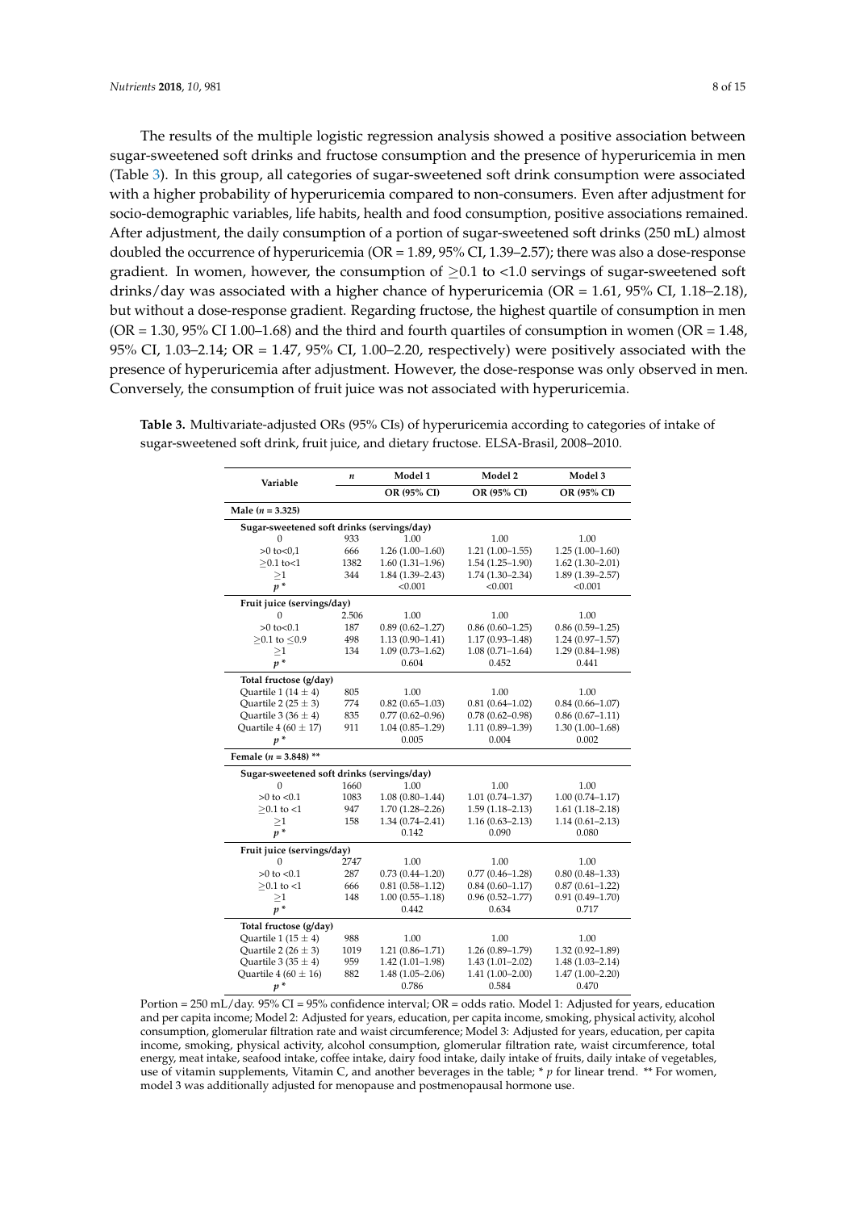The results of the multiple logistic regression analysis showed a positive association between sugar-sweetened soft drinks and fructose consumption and the presence of hyperuricemia in men (Table 3). In this group, all categories of sugar-sweetened soft drink consumption were associated with a higher probability of hyperuricemia compared to non-consumers. Even after adjustment for socio-demographic variables, life habits, health and food consumption, positive associations remained. After adjustment, the daily consumption of a portion of sugar-sweetened soft drinks (250 mL) almost doubled the occurrence of hyperuricemia (OR = 1.89, 95% CI, 1.39–2.57); there was also a dose-response gradient. In women, however, the consumption of ≥0.1 to <1.0 servings of sugar-sweetened soft drinks/day was associated with a higher chance of hyperuricemia (OR = 1.61, 95% CI, 1.18–2.18), but without a dose-response gradient. Regarding fructose, the highest quartile of consumption in men (OR = 1.30, 95% CI 1.00–1.68) and the third and fourth quartiles of consumption in women (OR = 1.48, 95% CI, 1.03–2.14; OR = 1.47, 95% CI, 1.00–2.20, respectively) were positively associated with the presence of hyperuricemia after adjustment. However, the dose-response was only observed in men. Conversely, the consumption of fruit juice was not associated with hyperuricemia.

**Table 3.** Multivariate-adjusted ORs (95% CIs) of hyperuricemia according to categories of intake of sugar-sweetened soft drink, fruit juice, and dietary fructose. ELSA-Brasil, 2008–2010.

| Variable | $n$ | Model 1 | Model 2 | Model 3 |
|---|---|---|---|---|
| | | OR (95% CI) | OR (95% CI) | OR (95% CI) |
| **Male ($n$ = 3.325)** | | | | |
| **Sugar-sweetened soft drinks (servings/day)** | | | | |
| 0 | 933 | 1.00 | 1.00 | 1.00 |
| >0 to<0,1 | 666 | 1.26 (1.00–1.60) | 1.21 (1.00–1.55) | 1.25 (1.00–1.60) |
| ≥0.1 to<1 | 1382 | 1.60 (1.31–1.96) | 1.54 (1.25–1.90) | 1.62 (1.30–2.01) |
| ≥1 | 344 | 1.84 (1.39–2.43) | 1.74 (1.30–2.34) | 1.89 (1.39–2.57) |
| $p$ * | | <0.001 | <0.001 | <0.001 |
| **Fruit juice (servings/day)** | | | | |
| 0 | 2.506 | 1.00 | 1.00 | 1.00 |
| >0 to<0.1 | 187 | 0.89 (0.62–1.27) | 0.86 (0.60–1.25) | 0.86 (0.59–1.25) |
| ≥0.1 to ≤0.9 | 498 | 1.13 (0.90–1.41) | 1.17 (0.93–1.48) | 1.24 (0.97–1.57) |
| ≥1 | 134 | 1.09 (0.73–1.62) | 1.08 (0.71–1.64) | 1.29 (0.84–1.98) |
| $p$ * | | 0.604 | 0.452 | 0.441 |
| **Total fructose (g/day)** | | | | |
| Quartile 1 (14 ± 4) | 805 | 1.00 | 1.00 | 1.00 |
| Quartile 2 (25 ± 3) | 774 | 0.82 (0.65–1.03) | 0.81 (0.64–1.02) | 0.84 (0.66–1.07) |
| Quartile 3 (36 ± 4) | 835 | 0.77 (0.62–0.96) | 0.78 (0.62–0.98) | 0.86 (0.67–1.11) |
| Quartile 4 (60 ± 17) | 911 | 1.04 (0.85–1.29) | 1.11 (0.89–1.39) | 1.30 (1.00–1.68) |
| $p$ * | | 0.005 | 0.004 | 0.002 |
| **Female ($n$ = 3.848) \*\*** | | | | |
| **Sugar-sweetened soft drinks (servings/day)** | | | | |
| 0 | 1660 | 1.00 | 1.00 | 1.00 |
| >0 to <0.1 | 1083 | 1.08 (0.80–1.44) | 1.01 (0.74–1.37) | 1.00 (0.74–1.17) |
| ≥0.1 to <1 | 947 | 1.70 (1.28–2.26) | 1.59 (1.18–2.13) | 1.61 (1.18–2.18) |
| ≥1 | 158 | 1.34 (0.74–2.41) | 1.16 (0.63–2.13) | 1.14 (0.61–2.13) |
| $p$ * | | 0.142 | 0.090 | 0.080 |
| **Fruit juice (servings/day)** | | | | |
| 0 | 2747 | 1.00 | 1.00 | 1.00 |
| >0 to <0.1 | 287 | 0.73 (0.44–1.20) | 0.77 (0.46–1.28) | 0.80 (0.48–1.33) |
| ≥0.1 to <1 | 666 | 0.81 (0.58–1.12) | 0.84 (0.60–1.17) | 0.87 (0.61–1.22) |
| ≥1 | 148 | 1.00 (0.55–1.18) | 0.96 (0.52–1.77) | 0.91 (0.49–1.70) |
| $p$ * | | 0.442 | 0.634 | 0.717 |
| **Total fructose (g/day)** | | | | |
| Quartile 1 (15 ± 4) | 988 | 1.00 | 1.00 | 1.00 |
| Quartile 2 (26 ± 3) | 1019 | 1.21 (0.86–1.71) | 1.26 (0.89–1.79) | 1.32 (0.92–1.89) |
| Quartile 3 (35 ± 4) | 959 | 1.42 (1.01–1.98) | 1.43 (1.01–2.02) | 1.48 (1.03–2.14) |
| Quartile 4 (60 ± 16) | 882 | 1.48 (1.05–2.06) | 1.41 (1.00–2.00) | 1.47 (1.00–2.20) |
| $p$ * | | 0.786 | 0.584 | 0.470 |

Portion = 250 mL/day. 95% CI = 95% confidence interval; OR = odds ratio. Model 1: Adjusted for years, education and per capita income; Model 2: Adjusted for years, education, per capita income, smoking, physical activity, alcohol consumption, glomerular filtration rate and waist circumference; Model 3: Adjusted for years, education, per capita income, smoking, physical activity, alcohol consumption, glomerular filtration rate, waist circumference, total energy, meat intake, seafood intake, coffee intake, dairy food intake, daily intake of fruits, daily intake of vegetables, use of vitamin supplements, Vitamin C, and another beverages in the table; * $p$ for linear trend. ** For women, model 3 was additionally adjusted for menopause and postmenopausal hormone use.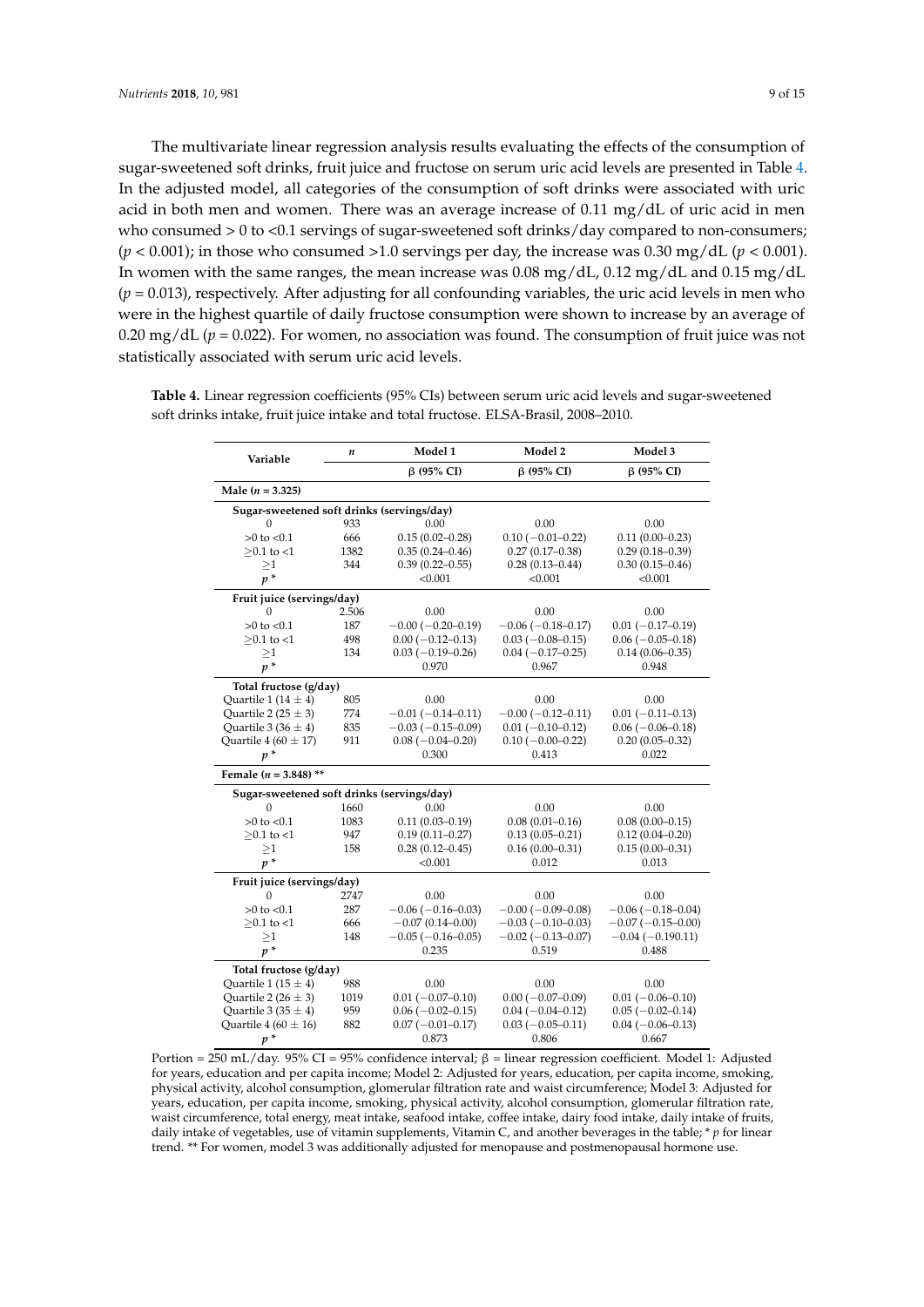The multivariate linear regression analysis results evaluating the effects of the consumption of sugar-sweetened soft drinks, fruit juice and fructose on serum uric acid levels are presented in Table 4. In the adjusted model, all categories of the consumption of soft drinks were associated with uric acid in both men and women. There was an average increase of 0.11 mg/dL of uric acid in men who consumed > 0 to <0.1 servings of sugar-sweetened soft drinks/day compared to non-consumers; ($p < 0.001$); in those who consumed >1.0 servings per day, the increase was 0.30 mg/dL ($p < 0.001$). In women with the same ranges, the mean increase was 0.08 mg/dL, 0.12 mg/dL and 0.15 mg/dL ($p = 0.013$), respectively. After adjusting for all confounding variables, the uric acid levels in men who were in the highest quartile of daily fructose consumption were shown to increase by an average of 0.20 mg/dL ($p = 0.022$). For women, no association was found. The consumption of fruit juice was not statistically associated with serum uric acid levels.

**Table 4.** Linear regression coefficients (95% CIs) between serum uric acid levels and sugar-sweetened soft drinks intake, fruit juice intake and total fructose. ELSA-Brasil, 2008–2010.

| Variable | *n* | Model 1 | Model 2 | Model 3 |
|---|---|---|---|---|
| | | β (95% CI) | β (95% CI) | β (95% CI) |
| **Male (*n* = 3.325)** | | | | |
| **Sugar-sweetened soft drinks (servings/day)** | | | | |
| 0 | 933 | 0.00 | 0.00 | 0.00 |
| >0 to <0.1 | 666 | 0.15 (0.02–0.28) | 0.10 (−0.01–0.22) | 0.11 (0.00–0.23) |
| ≥0.1 to <1 | 1382 | 0.35 (0.24–0.46) | 0.27 (0.17–0.38) | 0.29 (0.18–0.39) |
| ≥1 | 344 | 0.39 (0.22–0.55) | 0.28 (0.13–0.44) | 0.30 (0.15–0.46) |
| *p* * | | <0.001 | <0.001 | <0.001 |
| **Fruit juice (servings/day)** | | | | |
| 0 | 2.506 | 0.00 | 0.00 | 0.00 |
| >0 to <0.1 | 187 | −0.00 (−0.20–0.19) | −0.06 (−0.18–0.17) | 0.01 (−0.17–0.19) |
| ≥0.1 to <1 | 498 | 0.00 (−0.12–0.13) | 0.03 (−0.08–0.15) | 0.06 (−0.05–0.18) |
| ≥1 | 134 | 0.03 (−0.19–0.26) | 0.04 (−0.17–0.25) | 0.14 (0.06–0.35) |
| *p* * | | 0.970 | 0.967 | 0.948 |
| **Total fructose (g/day)** | | | | |
| Quartile 1 (14 ± 4) | 805 | 0.00 | 0.00 | 0.00 |
| Quartile 2 (25 ± 3) | 774 | −0.01 (−0.14–0.11) | −0.00 (−0.12–0.11) | 0.01 (−0.11–0.13) |
| Quartile 3 (36 ± 4) | 835 | −0.03 (−0.15–0.09) | 0.01 (−0.10–0.12) | 0.06 (−0.06–0.18) |
| Quartile 4 (60 ± 17) | 911 | 0.08 (−0.04–0.20) | 0.10 (−0.00–0.22) | 0.20 (0.05–0.32) |
| *p* * | | 0.300 | 0.413 | 0.022 |
| **Female (*n* = 3.848) \*\*** | | | | |
| **Sugar-sweetened soft drinks (servings/day)** | | | | |
| 0 | 1660 | 0.00 | 0.00 | 0.00 |
| >0 to <0.1 | 1083 | 0.11 (0.03–0.19) | 0.08 (0.01–0.16) | 0.08 (0.00–0.15) |
| ≥0.1 to <1 | 947 | 0.19 (0.11–0.27) | 0.13 (0.05–0.21) | 0.12 (0.04–0.20) |
| ≥1 | 158 | 0.28 (0.12–0.45) | 0.16 (0.00–0.31) | 0.15 (0.00–0.31) |
| *p* * | | <0.001 | 0.012 | 0.013 |
| **Fruit juice (servings/day)** | | | | |
| 0 | 2747 | 0.00 | 0.00 | 0.00 |
| >0 to <0.1 | 287 | −0.06 (−0.16–0.03) | −0.00 (−0.09–0.08) | −0.06 (−0.18–0.04) |
| ≥0.1 to <1 | 666 | −0.07 (0.14–0.00) | −0.03 (−0.10–0.03) | −0.07 (−0.15–0.00) |
| ≥1 | 148 | −0.05 (−0.16–0.05) | −0.02 (−0.13–0.07) | −0.04 (−0.190.11) |
| *p* * | | 0.235 | 0.519 | 0.488 |
| **Total fructose (g/day)** | | | | |
| Quartile 1 (15 ± 4) | 988 | 0.00 | 0.00 | 0.00 |
| Quartile 2 (26 ± 3) | 1019 | 0.01 (−0.07–0.10) | 0.00 (−0.07–0.09) | 0.01 (−0.06–0.10) |
| Quartile 3 (35 ± 4) | 959 | 0.06 (−0.02–0.15) | 0.04 (−0.04–0.12) | 0.05 (−0.02–0.14) |
| Quartile 4 (60 ± 16) | 882 | 0.07 (−0.01–0.17) | 0.03 (−0.05–0.11) | 0.04 (−0.06–0.13) |
| *p* * | | 0.873 | 0.806 | 0.667 |

Portion = 250 mL/day. 95% CI = 95% confidence interval; β = linear regression coefficient. Model 1: Adjusted for years, education and per capita income; Model 2: Adjusted for years, education, per capita income, smoking, physical activity, alcohol consumption, glomerular filtration rate and waist circumference; Model 3: Adjusted for years, education, per capita income, smoking, physical activity, alcohol consumption, glomerular filtration rate, waist circumference, total energy, meat intake, seafood intake, coffee intake, dairy food intake, daily intake of fruits, daily intake of vegetables, use of vitamin supplements, Vitamin C, and another beverages in the table; * *p* for linear trend. ** For women, model 3 was additionally adjusted for menopause and postmenopausal hormone use.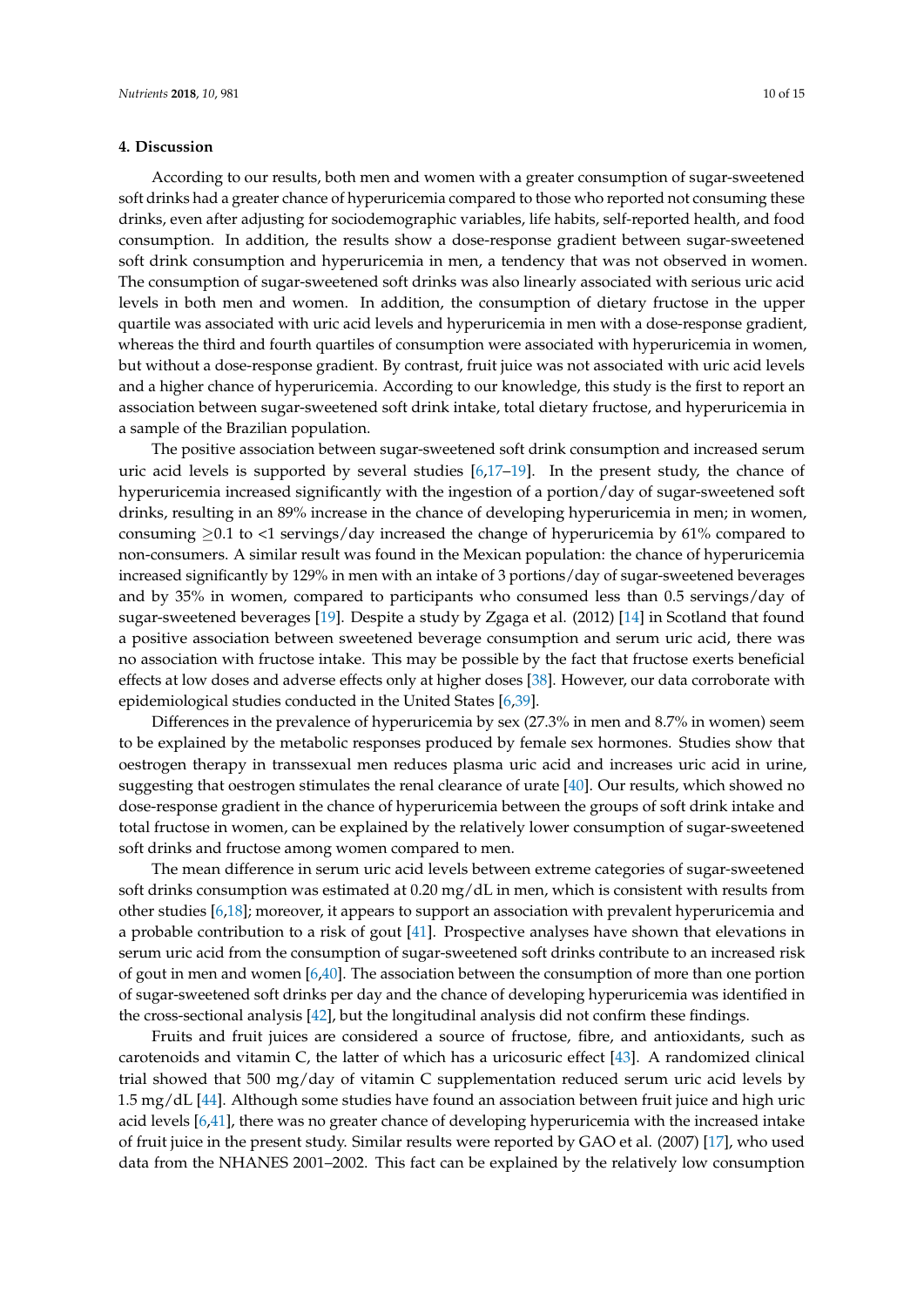## 4. Discussion

According to our results, both men and women with a greater consumption of sugar-sweetened soft drinks had a greater chance of hyperuricemia compared to those who reported not consuming these drinks, even after adjusting for sociodemographic variables, life habits, self-reported health, and food consumption. In addition, the results show a dose-response gradient between sugar-sweetened soft drink consumption and hyperuricemia in men, a tendency that was not observed in women. The consumption of sugar-sweetened soft drinks was also linearly associated with serious uric acid levels in both men and women. In addition, the consumption of dietary fructose in the upper quartile was associated with uric acid levels and hyperuricemia in men with a dose-response gradient, whereas the third and fourth quartiles of consumption were associated with hyperuricemia in women, but without a dose-response gradient. By contrast, fruit juice was not associated with uric acid levels and a higher chance of hyperuricemia. According to our knowledge, this study is the first to report an association between sugar-sweetened soft drink intake, total dietary fructose, and hyperuricemia in a sample of the Brazilian population.

The positive association between sugar-sweetened soft drink consumption and increased serum uric acid levels is supported by several studies [6,17–19]. In the present study, the chance of hyperuricemia increased significantly with the ingestion of a portion/day of sugar-sweetened soft drinks, resulting in an 89% increase in the chance of developing hyperuricemia in men; in women, consuming $\geq$0.1 to <1 servings/day increased the change of hyperuricemia by 61% compared to non-consumers. A similar result was found in the Mexican population: the chance of hyperuricemia increased significantly by 129% in men with an intake of 3 portions/day of sugar-sweetened beverages and by 35% in women, compared to participants who consumed less than 0.5 servings/day of sugar-sweetened beverages [19]. Despite a study by Zgaga et al. (2012) [14] in Scotland that found a positive association between sweetened beverage consumption and serum uric acid, there was no association with fructose intake. This may be possible by the fact that fructose exerts beneficial effects at low doses and adverse effects only at higher doses [38]. However, our data corroborate with epidemiological studies conducted in the United States [6,39].

Differences in the prevalence of hyperuricemia by sex (27.3% in men and 8.7% in women) seem to be explained by the metabolic responses produced by female sex hormones. Studies show that oestrogen therapy in transsexual men reduces plasma uric acid and increases uric acid in urine, suggesting that oestrogen stimulates the renal clearance of urate [40]. Our results, which showed no dose-response gradient in the chance of hyperuricemia between the groups of soft drink intake and total fructose in women, can be explained by the relatively lower consumption of sugar-sweetened soft drinks and fructose among women compared to men.

The mean difference in serum uric acid levels between extreme categories of sugar-sweetened soft drinks consumption was estimated at 0.20 mg/dL in men, which is consistent with results from other studies [6,18]; moreover, it appears to support an association with prevalent hyperuricemia and a probable contribution to a risk of gout [41]. Prospective analyses have shown that elevations in serum uric acid from the consumption of sugar-sweetened soft drinks contribute to an increased risk of gout in men and women [6,40]. The association between the consumption of more than one portion of sugar-sweetened soft drinks per day and the chance of developing hyperuricemia was identified in the cross-sectional analysis [42], but the longitudinal analysis did not confirm these findings.

Fruits and fruit juices are considered a source of fructose, fibre, and antioxidants, such as carotenoids and vitamin C, the latter of which has a uricosuric effect [43]. A randomized clinical trial showed that 500 mg/day of vitamin C supplementation reduced serum uric acid levels by 1.5 mg/dL [44]. Although some studies have found an association between fruit juice and high uric acid levels [6,41], there was no greater chance of developing hyperuricemia with the increased intake of fruit juice in the present study. Similar results were reported by GAO et al. (2007) [17], who used data from the NHANES 2001–2002. This fact can be explained by the relatively low consumption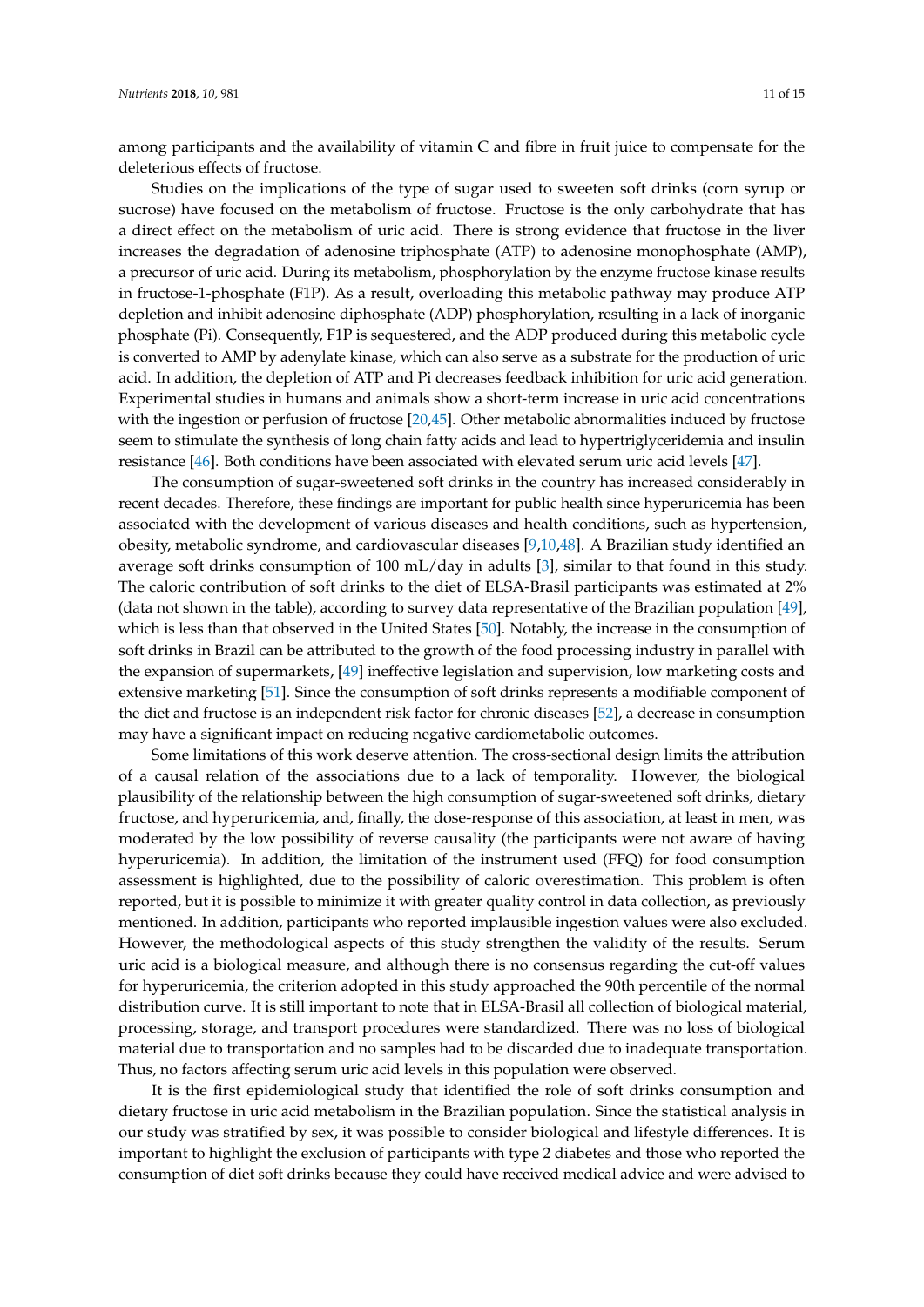among participants and the availability of vitamin C and fibre in fruit juice to compensate for the deleterious effects of fructose.

Studies on the implications of the type of sugar used to sweeten soft drinks (corn syrup or sucrose) have focused on the metabolism of fructose. Fructose is the only carbohydrate that has a direct effect on the metabolism of uric acid. There is strong evidence that fructose in the liver increases the degradation of adenosine triphosphate (ATP) to adenosine monophosphate (AMP), a precursor of uric acid. During its metabolism, phosphorylation by the enzyme fructose kinase results in fructose-1-phosphate (F1P). As a result, overloading this metabolic pathway may produce ATP depletion and inhibit adenosine diphosphate (ADP) phosphorylation, resulting in a lack of inorganic phosphate (Pi). Consequently, F1P is sequestered, and the ADP produced during this metabolic cycle is converted to AMP by adenylate kinase, which can also serve as a substrate for the production of uric acid. In addition, the depletion of ATP and Pi decreases feedback inhibition for uric acid generation. Experimental studies in humans and animals show a short-term increase in uric acid concentrations with the ingestion or perfusion of fructose [20,45]. Other metabolic abnormalities induced by fructose seem to stimulate the synthesis of long chain fatty acids and lead to hypertriglyceridemia and insulin resistance [46]. Both conditions have been associated with elevated serum uric acid levels [47].

The consumption of sugar-sweetened soft drinks in the country has increased considerably in recent decades. Therefore, these findings are important for public health since hyperuricemia has been associated with the development of various diseases and health conditions, such as hypertension, obesity, metabolic syndrome, and cardiovascular diseases [9,10,48]. A Brazilian study identified an average soft drinks consumption of 100 mL/day in adults [3], similar to that found in this study. The caloric contribution of soft drinks to the diet of ELSA-Brasil participants was estimated at 2% (data not shown in the table), according to survey data representative of the Brazilian population [49], which is less than that observed in the United States [50]. Notably, the increase in the consumption of soft drinks in Brazil can be attributed to the growth of the food processing industry in parallel with the expansion of supermarkets, [49] ineffective legislation and supervision, low marketing costs and extensive marketing [51]. Since the consumption of soft drinks represents a modifiable component of the diet and fructose is an independent risk factor for chronic diseases [52], a decrease in consumption may have a significant impact on reducing negative cardiometabolic outcomes.

Some limitations of this work deserve attention. The cross-sectional design limits the attribution of a causal relation of the associations due to a lack of temporality. However, the biological plausibility of the relationship between the high consumption of sugar-sweetened soft drinks, dietary fructose, and hyperuricemia, and, finally, the dose-response of this association, at least in men, was moderated by the low possibility of reverse causality (the participants were not aware of having hyperuricemia). In addition, the limitation of the instrument used (FFQ) for food consumption assessment is highlighted, due to the possibility of caloric overestimation. This problem is often reported, but it is possible to minimize it with greater quality control in data collection, as previously mentioned. In addition, participants who reported implausible ingestion values were also excluded. However, the methodological aspects of this study strengthen the validity of the results. Serum uric acid is a biological measure, and although there is no consensus regarding the cut-off values for hyperuricemia, the criterion adopted in this study approached the 90th percentile of the normal distribution curve. It is still important to note that in ELSA-Brasil all collection of biological material, processing, storage, and transport procedures were standardized. There was no loss of biological material due to transportation and no samples had to be discarded due to inadequate transportation. Thus, no factors affecting serum uric acid levels in this population were observed.

It is the first epidemiological study that identified the role of soft drinks consumption and dietary fructose in uric acid metabolism in the Brazilian population. Since the statistical analysis in our study was stratified by sex, it was possible to consider biological and lifestyle differences. It is important to highlight the exclusion of participants with type 2 diabetes and those who reported the consumption of diet soft drinks because they could have received medical advice and were advised to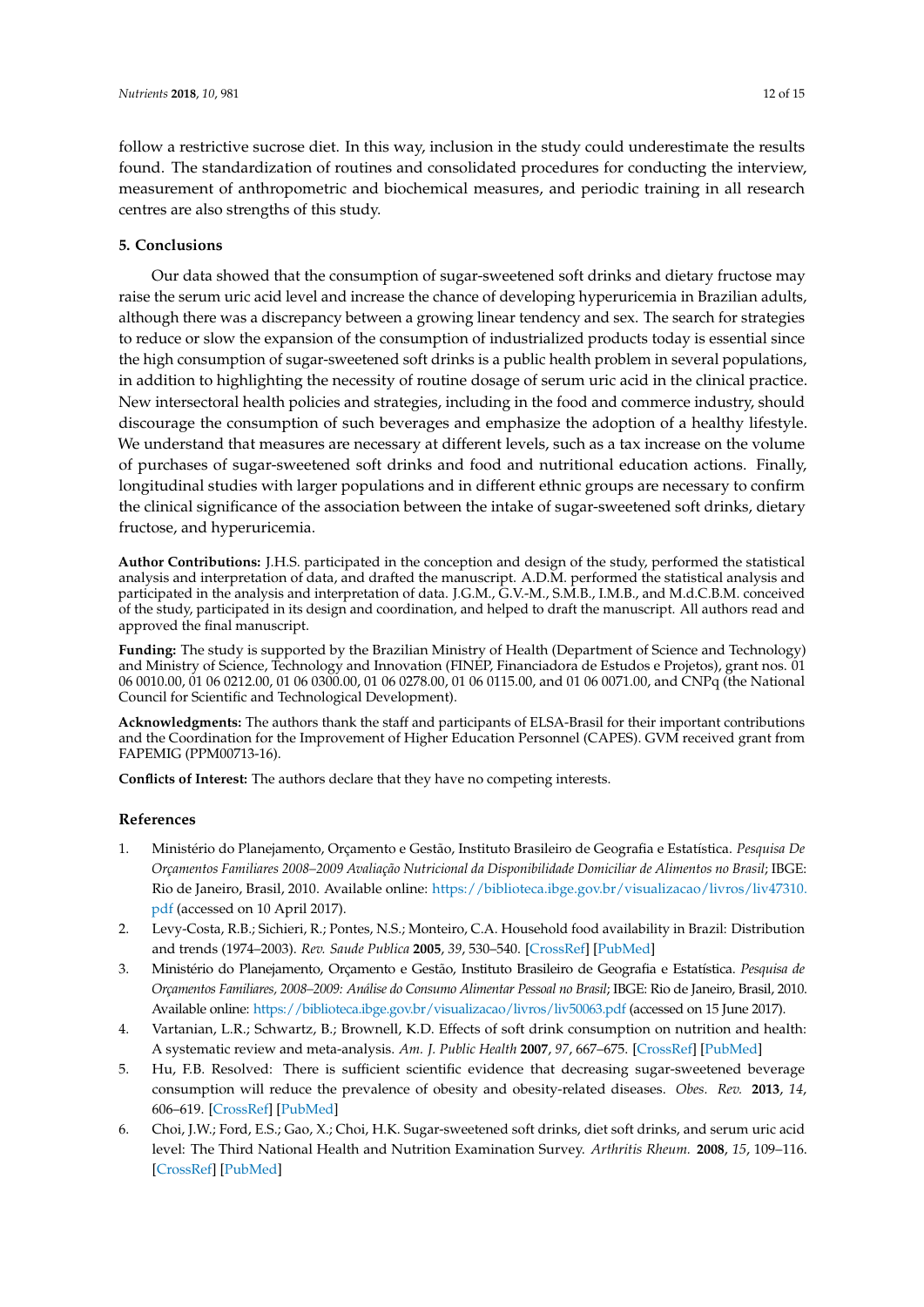follow a restrictive sucrose diet. In this way, inclusion in the study could underestimate the results found. The standardization of routines and consolidated procedures for conducting the interview, measurement of anthropometric and biochemical measures, and periodic training in all research centres are also strengths of this study.

## 5. Conclusions

Our data showed that the consumption of sugar-sweetened soft drinks and dietary fructose may raise the serum uric acid level and increase the chance of developing hyperuricemia in Brazilian adults, although there was a discrepancy between a growing linear tendency and sex. The search for strategies to reduce or slow the expansion of the consumption of industrialized products today is essential since the high consumption of sugar-sweetened soft drinks is a public health problem in several populations, in addition to highlighting the necessity of routine dosage of serum uric acid in the clinical practice. New intersectoral health policies and strategies, including in the food and commerce industry, should discourage the consumption of such beverages and emphasize the adoption of a healthy lifestyle. We understand that measures are necessary at different levels, such as a tax increase on the volume of purchases of sugar-sweetened soft drinks and food and nutritional education actions. Finally, longitudinal studies with larger populations and in different ethnic groups are necessary to confirm the clinical significance of the association between the intake of sugar-sweetened soft drinks, dietary fructose, and hyperuricemia.

**Author Contributions:** J.H.S. participated in the conception and design of the study, performed the statistical analysis and interpretation of data, and drafted the manuscript. A.D.M. performed the statistical analysis and participated in the analysis and interpretation of data. J.G.M., G.V.-M., S.M.B., I.M.B., and M.d.C.B.M. conceived of the study, participated in its design and coordination, and helped to draft the manuscript. All authors read and approved the final manuscript.

**Funding:** The study is supported by the Brazilian Ministry of Health (Department of Science and Technology) and Ministry of Science, Technology and Innovation (FINEP, Financiadora de Estudos e Projetos), grant nos. 01 06 0010.00, 01 06 0212.00, 01 06 0300.00, 01 06 0278.00, 01 06 0115.00, and 01 06 0071.00, and CNPq (the National Council for Scientific and Technological Development).

**Acknowledgments:** The authors thank the staff and participants of ELSA-Brasil for their important contributions and the Coordination for the Improvement of Higher Education Personnel (CAPES). GVM received grant from FAPEMIG (PPM00713-16).

**Conflicts of Interest:** The authors declare that they have no competing interests.

## References

1. Ministério do Planejamento, Orçamento e Gestão, Instituto Brasileiro de Geografia e Estatística. *Pesquisa De Orçamentos Familiares 2008–2009 Avaliação Nutricional da Disponibilidade Domiciliar de Alimentos no Brasil*; IBGE: Rio de Janeiro, Brasil, 2010. Available online: https://biblioteca.ibge.gov.br/visualizacao/livros/liv47310.pdf (accessed on 10 April 2017).
2. Levy-Costa, R.B.; Sichieri, R.; Pontes, N.S.; Monteiro, C.A. Household food availability in Brazil: Distribution and trends (1974–2003). *Rev. Saude Publica* **2005**, *39*, 530–540. [CrossRef] [PubMed]
3. Ministério do Planejamento, Orçamento e Gestão, Instituto Brasileiro de Geografia e Estatística. *Pesquisa de Orçamentos Familiares, 2008–2009: Análise do Consumo Alimentar Pessoal no Brasil*; IBGE: Rio de Janeiro, Brasil, 2010. Available online: https://biblioteca.ibge.gov.br/visualizacao/livros/liv50063.pdf (accessed on 15 June 2017).
4. Vartanian, L.R.; Schwartz, B.; Brownell, K.D. Effects of soft drink consumption on nutrition and health: A systematic review and meta-analysis. *Am. J. Public Health* **2007**, *97*, 667–675. [CrossRef] [PubMed]
5. Hu, F.B. Resolved: There is sufficient scientific evidence that decreasing sugar-sweetened beverage consumption will reduce the prevalence of obesity and obesity-related diseases. *Obes. Rev.* **2013**, *14*, 606–619. [CrossRef] [PubMed]
6. Choi, J.W.; Ford, E.S.; Gao, X.; Choi, H.K. Sugar-sweetened soft drinks, diet soft drinks, and serum uric acid level: The Third National Health and Nutrition Examination Survey. *Arthritis Rheum.* **2008**, *15*, 109–116. [CrossRef] [PubMed]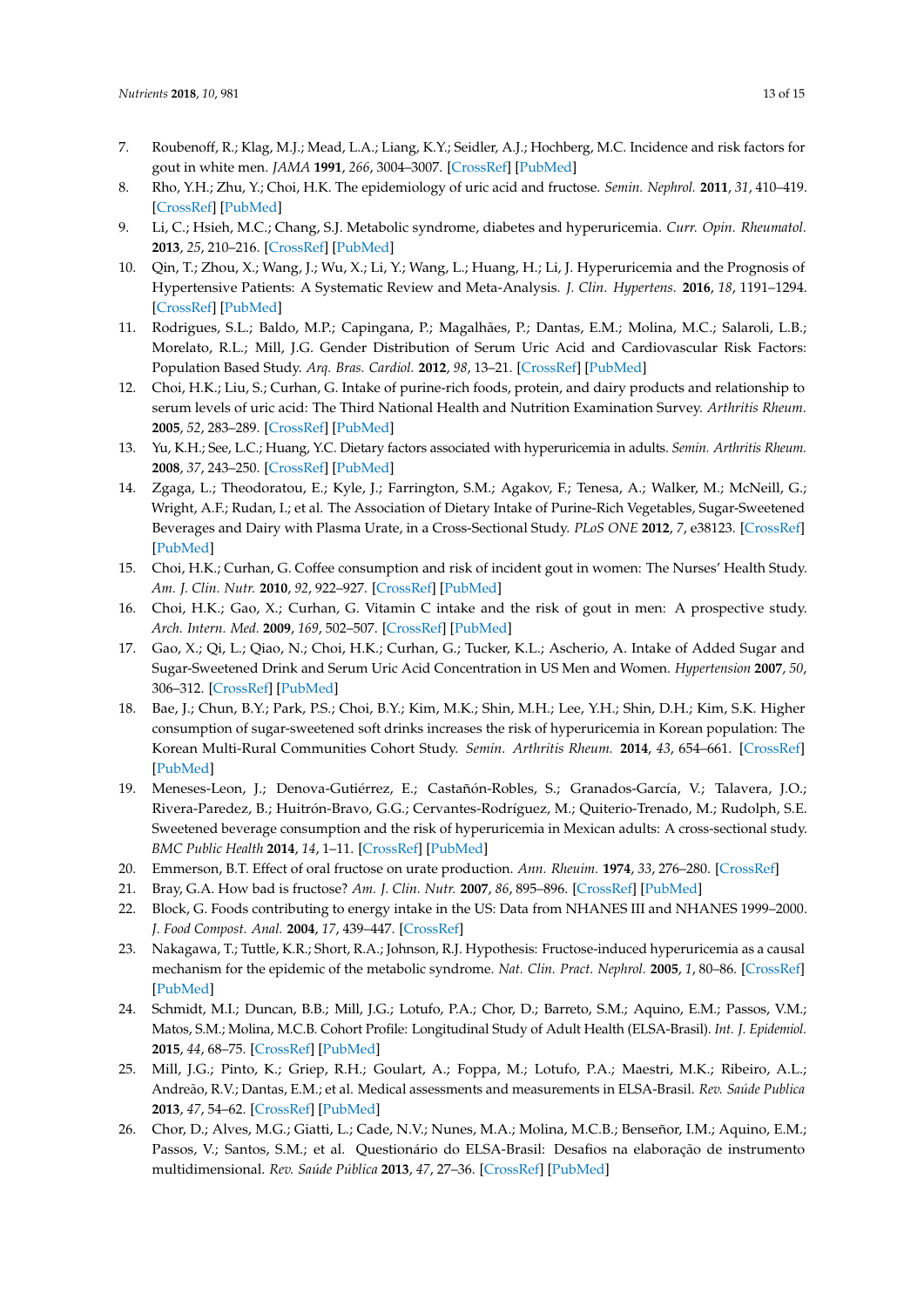7. Roubenoff, R.; Klag, M.J.; Mead, L.A.; Liang, K.Y.; Seidler, A.J.; Hochberg, M.C. Incidence and risk factors for gout in white men. *JAMA* **1991**, *266*, 3004–3007. [CrossRef] [PubMed]
8. Rho, Y.H.; Zhu, Y.; Choi, H.K. The epidemiology of uric acid and fructose. *Semin. Nephrol.* **2011**, *31*, 410–419. [CrossRef] [PubMed]
9. Li, C.; Hsieh, M.C.; Chang, S.J. Metabolic syndrome, diabetes and hyperuricemia. *Curr. Opin. Rheumatol.* **2013**, *25*, 210–216. [CrossRef] [PubMed]
10. Qin, T.; Zhou, X.; Wang, J.; Wu, X.; Li, Y.; Wang, L.; Huang, H.; Li, J. Hyperuricemia and the Prognosis of Hypertensive Patients: A Systematic Review and Meta-Analysis. *J. Clin. Hypertens.* **2016**, *18*, 1191–1294. [CrossRef] [PubMed]
11. Rodrigues, S.L.; Baldo, M.P.; Capingana, P.; Magalhães, P.; Dantas, E.M.; Molina, M.C.; Salaroli, L.B.; Morelato, R.L.; Mill, J.G. Gender Distribution of Serum Uric Acid and Cardiovascular Risk Factors: Population Based Study. *Arq. Bras. Cardiol.* **2012**, *98*, 13–21. [CrossRef] [PubMed]
12. Choi, H.K.; Liu, S.; Curhan, G. Intake of purine-rich foods, protein, and dairy products and relationship to serum levels of uric acid: The Third National Health and Nutrition Examination Survey. *Arthritis Rheum.* **2005**, *52*, 283–289. [CrossRef] [PubMed]
13. Yu, K.H.; See, L.C.; Huang, Y.C. Dietary factors associated with hyperuricemia in adults. *Semin. Arthritis Rheum.* **2008**, *37*, 243–250. [CrossRef] [PubMed]
14. Zgaga, L.; Theodoratou, E.; Kyle, J.; Farrington, S.M.; Agakov, F.; Tenesa, A.; Walker, M.; McNeill, G.; Wright, A.F.; Rudan, I.; et al. The Association of Dietary Intake of Purine-Rich Vegetables, Sugar-Sweetened Beverages and Dairy with Plasma Urate, in a Cross-Sectional Study. *PLoS ONE* **2012**, *7*, e38123. [CrossRef] [PubMed]
15. Choi, H.K.; Curhan, G. Coffee consumption and risk of incident gout in women: The Nurses' Health Study. *Am. J. Clin. Nutr.* **2010**, *92*, 922–927. [CrossRef] [PubMed]
16. Choi, H.K.; Gao, X.; Curhan, G. Vitamin C intake and the risk of gout in men: A prospective study. *Arch. Intern. Med.* **2009**, *169*, 502–507. [CrossRef] [PubMed]
17. Gao, X.; Qi, L.; Qiao, N.; Choi, H.K.; Curhan, G.; Tucker, K.L.; Ascherio, A. Intake of Added Sugar and Sugar-Sweetened Drink and Serum Uric Acid Concentration in US Men and Women. *Hypertension* **2007**, *50*, 306–312. [CrossRef] [PubMed]
18. Bae, J.; Chun, B.Y.; Park, P.S.; Choi, B.Y.; Kim, M.K.; Shin, M.H.; Lee, Y.H.; Shin, D.H.; Kim, S.K. Higher consumption of sugar-sweetened soft drinks increases the risk of hyperuricemia in Korean population: The Korean Multi-Rural Communities Cohort Study. *Semin. Arthritis Rheum.* **2014**, *43*, 654–661. [CrossRef] [PubMed]
19. Meneses-Leon, J.; Denova-Gutiérrez, E.; Castañón-Robles, S.; Granados-García, V.; Talavera, J.O.; Rivera-Paredez, B.; Huitrón-Bravo, G.G.; Cervantes-Rodríguez, M.; Quiterio-Trenado, M.; Rudolph, S.E. Sweetened beverage consumption and the risk of hyperuricemia in Mexican adults: A cross-sectional study. *BMC Public Health* **2014**, *14*, 1–11. [CrossRef] [PubMed]
20. Emmerson, B.T. Effect of oral fructose on urate production. *Ann. Rheuim.* **1974**, *33*, 276–280. [CrossRef]
21. Bray, G.A. How bad is fructose? *Am. J. Clin. Nutr.* **2007**, *86*, 895–896. [CrossRef] [PubMed]
22. Block, G. Foods contributing to energy intake in the US: Data from NHANES III and NHANES 1999–2000. *J. Food Compost. Anal.* **2004**, *17*, 439–447. [CrossRef]
23. Nakagawa, T.; Tuttle, K.R.; Short, R.A.; Johnson, R.J. Hypothesis: Fructose-induced hyperuricemia as a causal mechanism for the epidemic of the metabolic syndrome. *Nat. Clin. Pract. Nephrol.* **2005**, *1*, 80–86. [CrossRef] [PubMed]
24. Schmidt, M.I.; Duncan, B.B.; Mill, J.G.; Lotufo, P.A.; Chor, D.; Barreto, S.M.; Aquino, E.M.; Passos, V.M.; Matos, S.M.; Molina, M.C.B. Cohort Profile: Longitudinal Study of Adult Health (ELSA-Brasil). *Int. J. Epidemiol.* **2015**, *44*, 68–75. [CrossRef] [PubMed]
25. Mill, J.G.; Pinto, K.; Griep, R.H.; Goulart, A.; Foppa, M.; Lotufo, P.A.; Maestri, M.K.; Ribeiro, A.L.; Andreão, R.V.; Dantas, E.M.; et al. Medical assessments and measurements in ELSA-Brasil. *Rev. Saúde Publica* **2013**, *47*, 54–62. [CrossRef] [PubMed]
26. Chor, D.; Alves, M.G.; Giatti, L.; Cade, N.V.; Nunes, M.A.; Molina, M.C.B.; Benseñor, I.M.; Aquino, E.M.; Passos, V.; Santos, S.M.; et al. Questionário do ELSA-Brasil: Desafios na elaboração de instrumento multidimensional. *Rev. Saúde Pública* **2013**, *47*, 27–36. [CrossRef] [PubMed]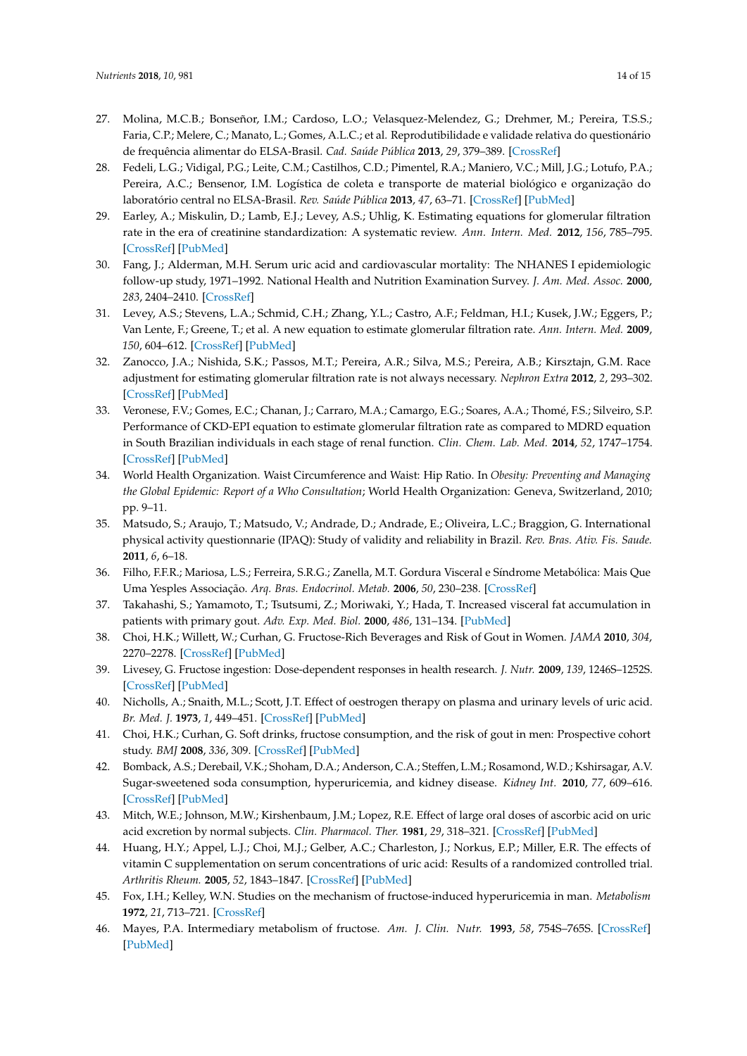27. Molina, M.C.B.; Bonseñor, I.M.; Cardoso, L.O.; Velasquez-Melendez, G.; Drehmer, M.; Pereira, T.S.S.; Faria, C.P.; Melere, C.; Manato, L.; Gomes, A.L.C.; et al. Reprodutibilidade e validade relativa do questionário de frequência alimentar do ELSA-Brasil. *Cad. Saúde Pública* **2013**, *29*, 379–389. [CrossRef]
28. Fedeli, L.G.; Vidigal, P.G.; Leite, C.M.; Castilhos, C.D.; Pimentel, R.A.; Maniero, V.C.; Mill, J.G.; Lotufo, P.A.; Pereira, A.C.; Bensenor, I.M. Logística de coleta e transporte de material biológico e organização do laboratório central no ELSA-Brasil. *Rev. Saúde Pública* **2013**, *47*, 63–71. [CrossRef] [PubMed]
29. Earley, A.; Miskulin, D.; Lamb, E.J.; Levey, A.S.; Uhlig, K. Estimating equations for glomerular filtration rate in the era of creatinine standardization: A systematic review. *Ann. Intern. Med.* **2012**, *156*, 785–795. [CrossRef] [PubMed]
30. Fang, J.; Alderman, M.H. Serum uric acid and cardiovascular mortality: The NHANES I epidemiologic follow-up study, 1971–1992. National Health and Nutrition Examination Survey. *J. Am. Med. Assoc.* **2000**, *283*, 2404–2410. [CrossRef]
31. Levey, A.S.; Stevens, L.A.; Schmid, C.H.; Zhang, Y.L.; Castro, A.F.; Feldman, H.I.; Kusek, J.W.; Eggers, P.; Van Lente, F.; Greene, T.; et al. A new equation to estimate glomerular filtration rate. *Ann. Intern. Med.* **2009**, *150*, 604–612. [CrossRef] [PubMed]
32. Zanocco, J.A.; Nishida, S.K.; Passos, M.T.; Pereira, A.R.; Silva, M.S.; Pereira, A.B.; Kirsztajn, G.M. Race adjustment for estimating glomerular filtration rate is not always necessary. *Nephron Extra* **2012**, *2*, 293–302. [CrossRef] [PubMed]
33. Veronese, F.V.; Gomes, E.C.; Chanan, J.; Carraro, M.A.; Camargo, E.G.; Soares, A.A.; Thomé, F.S.; Silveiro, S.P. Performance of CKD-EPI equation to estimate glomerular filtration rate as compared to MDRD equation in South Brazilian individuals in each stage of renal function. *Clin. Chem. Lab. Med.* **2014**, *52*, 1747–1754. [CrossRef] [PubMed]
34. World Health Organization. Waist Circumference and Waist: Hip Ratio. In *Obesity: Preventing and Managing the Global Epidemic: Report of a Who Consultation*; World Health Organization: Geneva, Switzerland, 2010; pp. 9–11.
35. Matsudo, S.; Araujo, T.; Matsudo, V.; Andrade, D.; Andrade, E.; Oliveira, L.C.; Braggion, G. International physical activity questionnaire (IPAQ): Study of validity and reliability in Brazil. *Rev. Bras. Ativ. Fis. Saude.* **2011**, *6*, 6–18.
36. Filho, F.F.R.; Mariosa, L.S.; Ferreira, S.R.G.; Zanella, M.T. Gordura Visceral e Síndrome Metabólica: Mais Que Uma Yesples Associação. *Arq. Bras. Endocrinol. Metab.* **2006**, *50*, 230–238. [CrossRef]
37. Takahashi, S.; Yamamoto, T.; Tsutsumi, Z.; Moriwaki, Y.; Hada, T. Increased visceral fat accumulation in patients with primary gout. *Adv. Exp. Med. Biol.* **2000**, *486*, 131–134. [PubMed]
38. Choi, H.K.; Willett, W.; Curhan, G. Fructose-Rich Beverages and Risk of Gout in Women. *JAMA* **2010**, *304*, 2270–2278. [CrossRef] [PubMed]
39. Livesey, G. Fructose ingestion: Dose-dependent responses in health research. *J. Nutr.* **2009**, *139*, 1246S–1252S. [CrossRef] [PubMed]
40. Nicholls, A.; Snaith, M.L.; Scott, J.T. Effect of oestrogen therapy on plasma and urinary levels of uric acid. *Br. Med. J.* **1973**, *1*, 449–451. [CrossRef] [PubMed]
41. Choi, H.K.; Curhan, G. Soft drinks, fructose consumption, and the risk of gout in men: Prospective cohort study. *BMJ* **2008**, *336*, 309. [CrossRef] [PubMed]
42. Bomback, A.S.; Derebail, V.K.; Shoham, D.A.; Anderson, C.A.; Steffen, L.M.; Rosamond, W.D.; Kshirsagar, A.V. Sugar-sweetened soda consumption, hyperuricemia, and kidney disease. *Kidney Int.* **2010**, *77*, 609–616. [CrossRef] [PubMed]
43. Mitch, W.E.; Johnson, M.W.; Kirshenbaum, J.M.; Lopez, R.E. Effect of large oral doses of ascorbic acid on uric acid excretion by normal subjects. *Clin. Pharmacol. Ther.* **1981**, *29*, 318–321. [CrossRef] [PubMed]
44. Huang, H.Y.; Appel, L.J.; Choi, M.J.; Gelber, A.C.; Charleston, J.; Norkus, E.P.; Miller, E.R. The effects of vitamin C supplementation on serum concentrations of uric acid: Results of a randomized controlled trial. *Arthritis Rheum.* **2005**, *52*, 1843–1847. [CrossRef] [PubMed]
45. Fox, I.H.; Kelley, W.N. Studies on the mechanism of fructose-induced hyperuricemia in man. *Metabolism* **1972**, *21*, 713–721. [CrossRef]
46. Mayes, P.A. Intermediary metabolism of fructose. *Am. J. Clin. Nutr.* **1993**, *58*, 754S–765S. [CrossRef] [PubMed]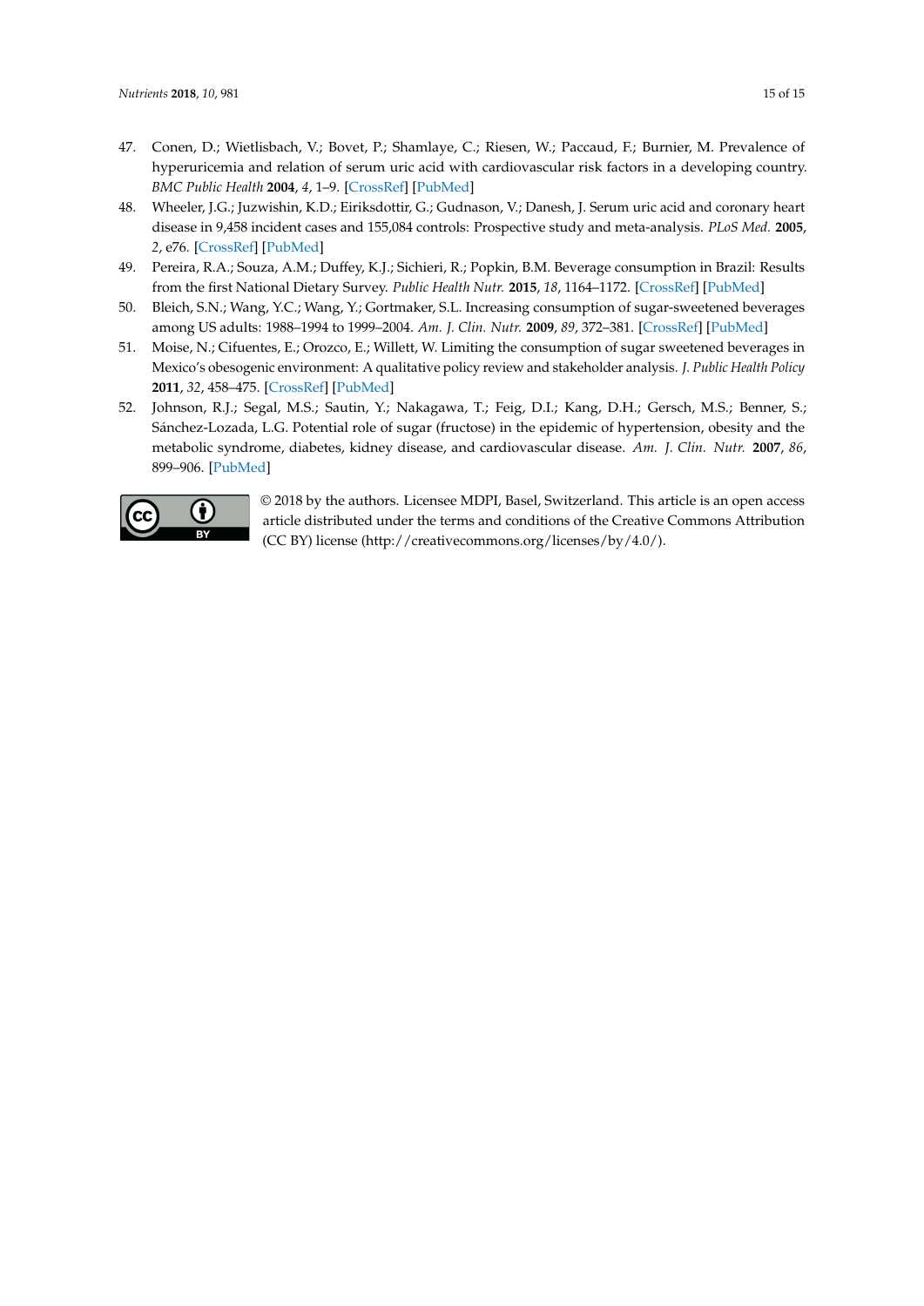47. Conen, D.; Wietlisbach, V.; Bovet, P.; Shamlaye, C.; Riesen, W.; Paccaud, F.; Burnier, M. Prevalence of hyperuricemia and relation of serum uric acid with cardiovascular risk factors in a developing country. *BMC Public Health* **2004**, *4*, 1–9. [CrossRef] [PubMed]
48. Wheeler, J.G.; Juzwishin, K.D.; Eiriksdottir, G.; Gudnason, V.; Danesh, J. Serum uric acid and coronary heart disease in 9,458 incident cases and 155,084 controls: Prospective study and meta-analysis. *PLoS Med.* **2005**, *2*, e76. [CrossRef] [PubMed]
49. Pereira, R.A.; Souza, A.M.; Duffey, K.J.; Sichieri, R.; Popkin, B.M. Beverage consumption in Brazil: Results from the first National Dietary Survey. *Public Health Nutr.* **2015**, *18*, 1164–1172. [CrossRef] [PubMed]
50. Bleich, S.N.; Wang, Y.C.; Wang, Y.; Gortmaker, S.L. Increasing consumption of sugar-sweetened beverages among US adults: 1988–1994 to 1999–2004. *Am. J. Clin. Nutr.* **2009**, *89*, 372–381. [CrossRef] [PubMed]
51. Moise, N.; Cifuentes, E.; Orozco, E.; Willett, W. Limiting the consumption of sugar sweetened beverages in Mexico's obesogenic environment: A qualitative policy review and stakeholder analysis. *J. Public Health Policy* **2011**, *32*, 458–475. [CrossRef] [PubMed]
52. Johnson, R.J.; Segal, M.S.; Sautin, Y.; Nakagawa, T.; Feig, D.I.; Kang, D.H.; Gersch, M.S.; Benner, S.; Sánchez-Lozada, L.G. Potential role of sugar (fructose) in the epidemic of hypertension, obesity and the metabolic syndrome, diabetes, kidney disease, and cardiovascular disease. *Am. J. Clin. Nutr.* **2007**, *86*, 899–906. [PubMed]

© 2018 by the authors. Licensee MDPI, Basel, Switzerland. This article is an open access article distributed under the terms and conditions of the Creative Commons Attribution (CC BY) license (http://creativecommons.org/licenses/by/4.0/).